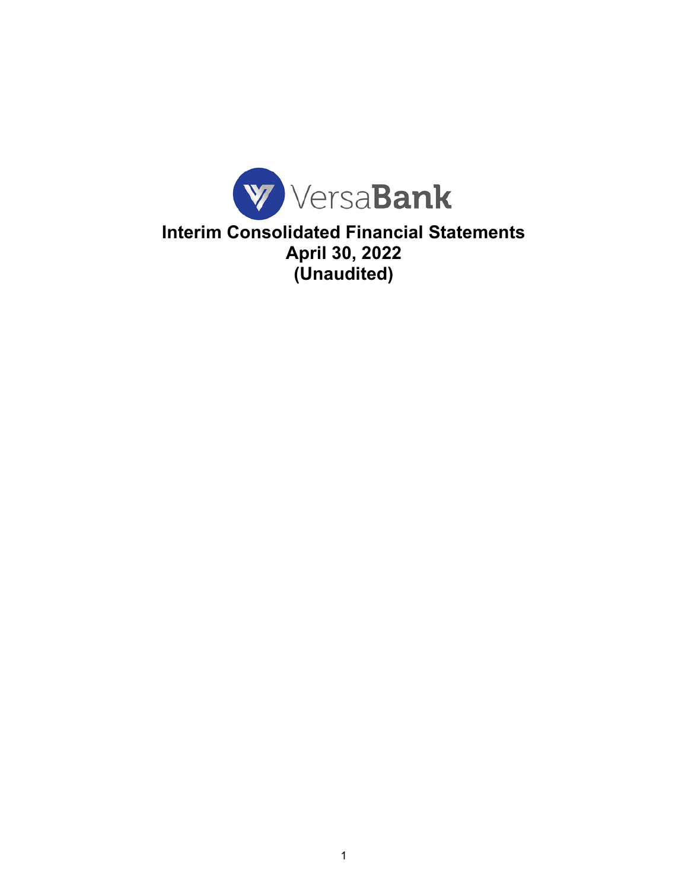VersaBank

# Interim Consolidated Financial Statements
# April 30, 2022
# (Unaudited)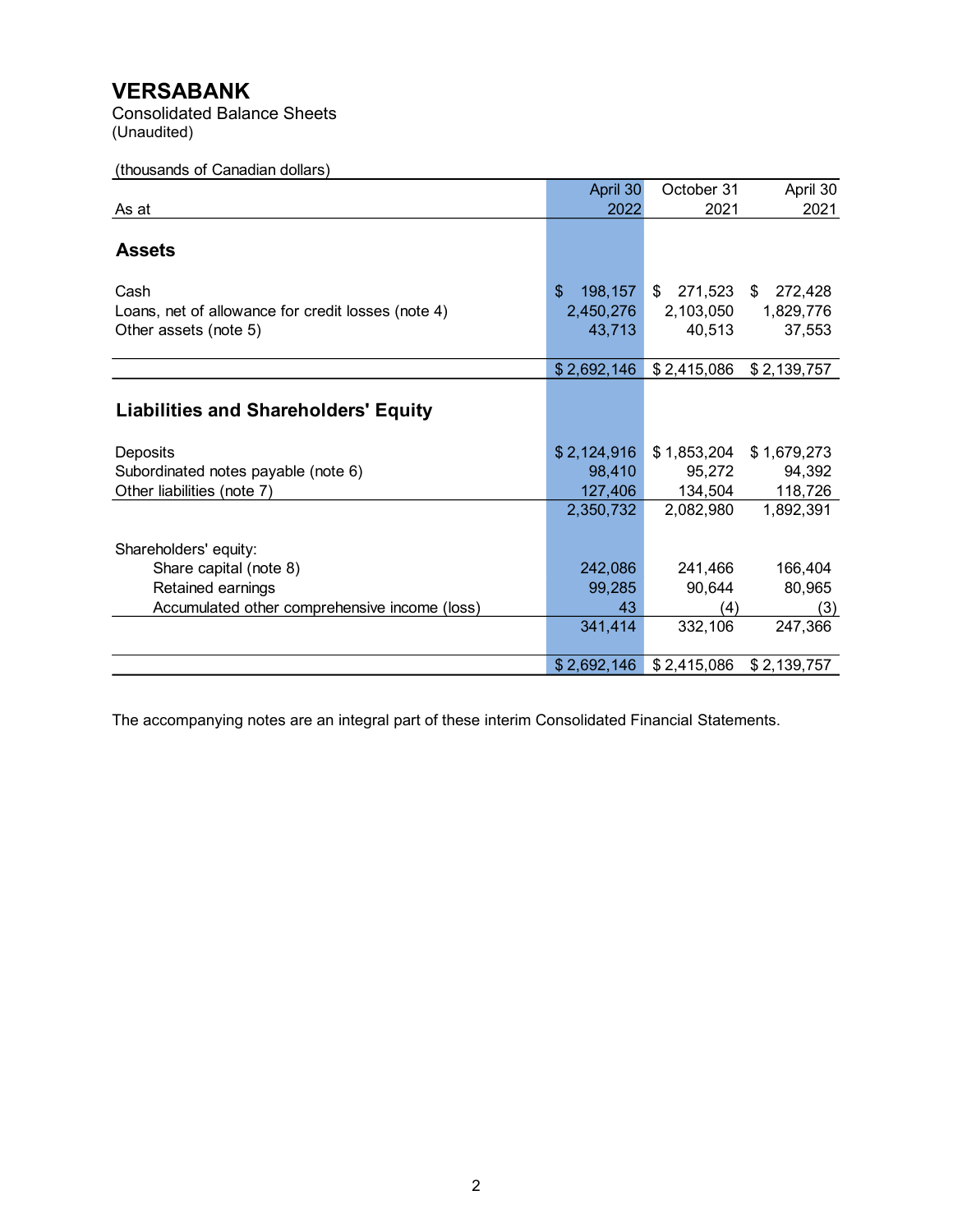# VERSABANK

Consolidated Balance Sheets
(Unaudited)

(thousands of Canadian dollars)

| As at | April 30 2022 | October 31 2021 | April 30 2021 |
|---|---|---|---|
| **Assets** | | | |
| Cash | $ 198,157 | $ 271,523 | $ 272,428 |
| Loans, net of allowance for credit losses (note 4) | 2,450,276 | 2,103,050 | 1,829,776 |
| Other assets (note 5) | 43,713 | 40,513 | 37,553 |
| | $ 2,692,146 | $ 2,415,086 | $ 2,139,757 |
| **Liabilities and Shareholders' Equity** | | | |
| Deposits | $ 2,124,916 | $ 1,853,204 | $ 1,679,273 |
| Subordinated notes payable (note 6) | 98,410 | 95,272 | 94,392 |
| Other liabilities (note 7) | 127,406 | 134,504 | 118,726 |
| | 2,350,732 | 2,082,980 | 1,892,391 |
| Shareholders' equity: | | | |
| Share capital (note 8) | 242,086 | 241,466 | 166,404 |
| Retained earnings | 99,285 | 90,644 | 80,965 |
| Accumulated other comprehensive income (loss) | 43 | (4) | (3) |
| | 341,414 | 332,106 | 247,366 |
| | $ 2,692,146 | $ 2,415,086 | $ 2,139,757 |

The accompanying notes are an integral part of these interim Consolidated Financial Statements.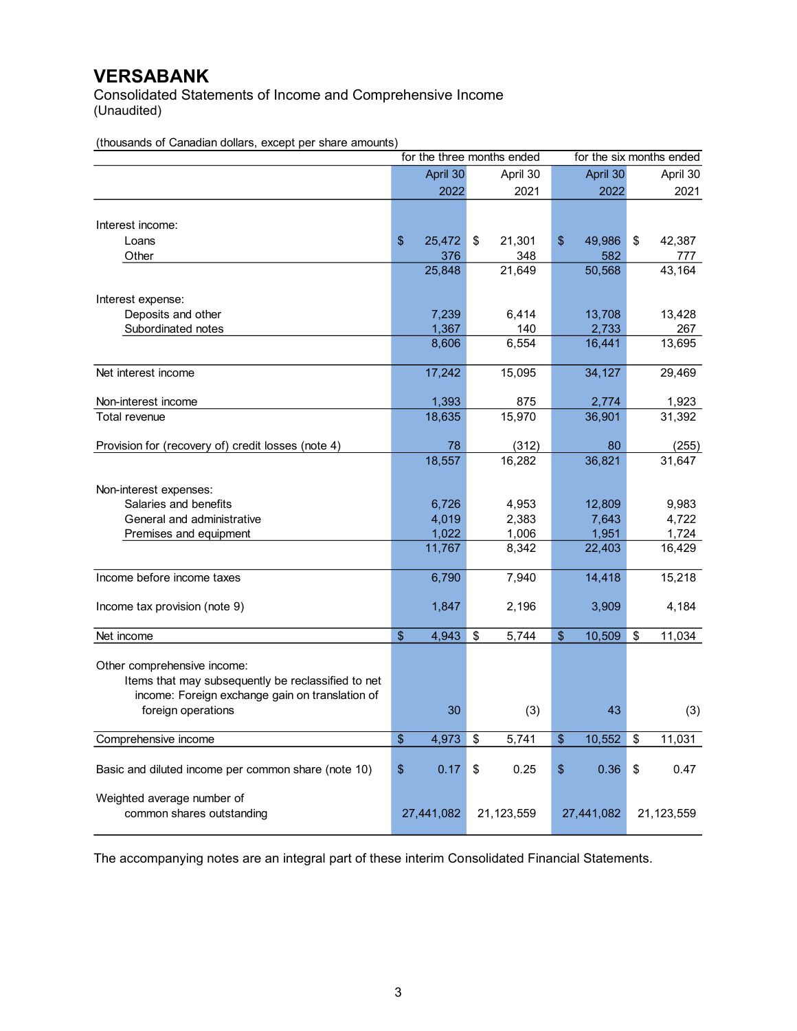# VERSABANK

Consolidated Statements of Income and Comprehensive Income
(Unaudited)

(thousands of Canadian dollars, except per share amounts)

| | for the three months ended | | for the six months ended | |
|---|---|---|---|---|
| | April 30 2022 | April 30 2021 | April 30 2022 | April 30 2021 |
| **Interest income:** | | | | |
| Loans | $ 25,472 | $ 21,301 | $ 49,986 | $ 42,387 |
| Other | 376 | 348 | 582 | 777 |
| | 25,848 | 21,649 | 50,568 | 43,164 |
| **Interest expense:** | | | | |
| Deposits and other | 7,239 | 6,414 | 13,708 | 13,428 |
| Subordinated notes | 1,367 | 140 | 2,733 | 267 |
| | 8,606 | 6,554 | 16,441 | 13,695 |
| Net interest income | 17,242 | 15,095 | 34,127 | 29,469 |
| Non-interest income | 1,393 | 875 | 2,774 | 1,923 |
| Total revenue | 18,635 | 15,970 | 36,901 | 31,392 |
| Provision for (recovery of) credit losses (note 4) | 78 | (312) | 80 | (255) |
| | 18,557 | 16,282 | 36,821 | 31,647 |
| **Non-interest expenses:** | | | | |
| Salaries and benefits | 6,726 | 4,953 | 12,809 | 9,983 |
| General and administrative | 4,019 | 2,383 | 7,643 | 4,722 |
| Premises and equipment | 1,022 | 1,006 | 1,951 | 1,724 |
| | 11,767 | 8,342 | 22,403 | 16,429 |
| Income before income taxes | 6,790 | 7,940 | 14,418 | 15,218 |
| Income tax provision (note 9) | 1,847 | 2,196 | 3,909 | 4,184 |
| Net income | $ 4,943 | $ 5,744 | $ 10,509 | $ 11,034 |
| **Other comprehensive income:** | | | | |
| Items that may subsequently be reclassified to net income: Foreign exchange gain on translation of foreign operations | 30 | (3) | 43 | (3) |
| Comprehensive income | $ 4,973 | $ 5,741 | $ 10,552 | $ 11,031 |
| Basic and diluted income per common share (note 10) | $ 0.17 | $ 0.25 | $ 0.36 | $ 0.47 |
| Weighted average number of common shares outstanding | 27,441,082 | 21,123,559 | 27,441,082 | 21,123,559 |

The accompanying notes are an integral part of these interim Consolidated Financial Statements.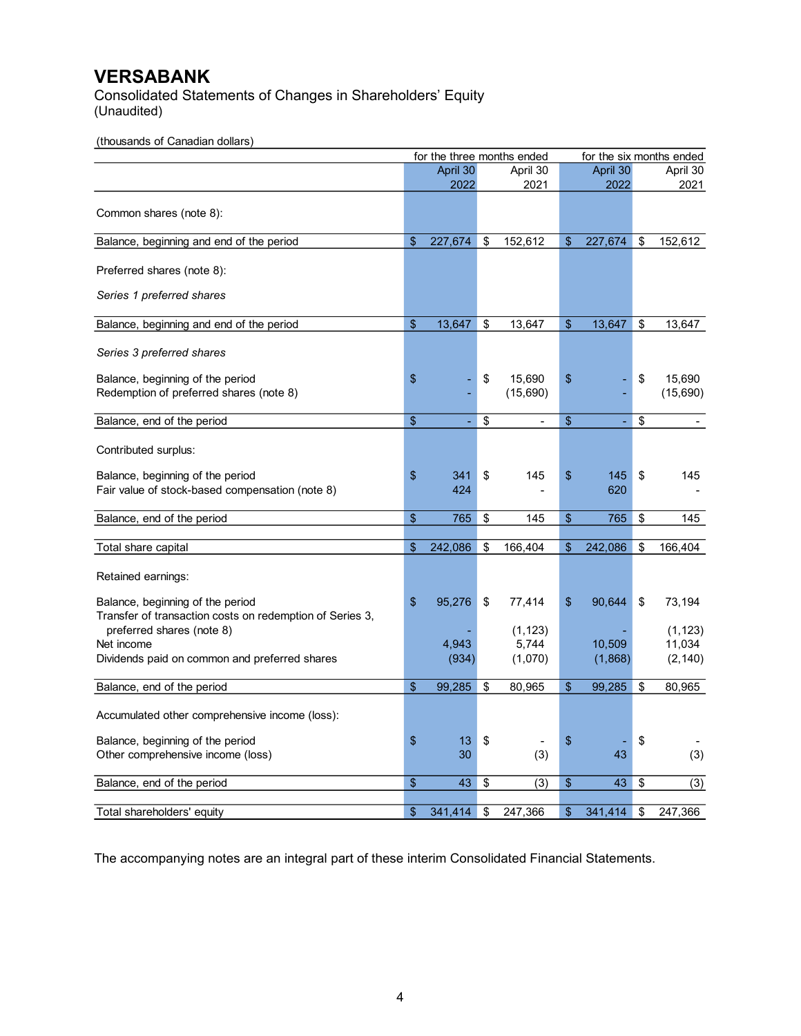# VERSABANK

Consolidated Statements of Changes in Shareholders' Equity
(Unaudited)

(thousands of Canadian dollars)

| | for the three months ended | | for the six months ended | |
|---|---|---|---|---|
| | April 30 2022 | April 30 2021 | April 30 2022 | April 30 2021 |
| Common shares (note 8): | | | | |
| Balance, beginning and end of the period | $ 227,674 | $ 152,612 | $ 227,674 | $ 152,612 |
| Preferred shares (note 8): | | | | |
| *Series 1 preferred shares* | | | | |
| Balance, beginning and end of the period | $ 13,647 | $ 13,647 | $ 13,647 | $ 13,647 |
| *Series 3 preferred shares* | | | | |
| Balance, beginning of the period | $ - | $ 15,690 | $ - | $ 15,690 |
| Redemption of preferred shares (note 8) | - | (15,690) | - | (15,690) |
| Balance, end of the period | $ - | $ - | $ - | $ - |
| Contributed surplus: | | | | |
| Balance, beginning of the period | $ 341 | $ 145 | $ 145 | $ 145 |
| Fair value of stock-based compensation (note 8) | 424 | - | 620 | - |
| Balance, end of the period | $ 765 | $ 145 | $ 765 | $ 145 |
| Total share capital | $ 242,086 | $ 166,404 | $ 242,086 | $ 166,404 |
| Retained earnings: | | | | |
| Balance, beginning of the period | $ 95,276 | $ 77,414 | $ 90,644 | $ 73,194 |
| Transfer of transaction costs on redemption of Series 3, preferred shares (note 8) | - | (1,123) | - | (1,123) |
| Net income | 4,943 | 5,744 | 10,509 | 11,034 |
| Dividends paid on common and preferred shares | (934) | (1,070) | (1,868) | (2,140) |
| Balance, end of the period | $ 99,285 | $ 80,965 | $ 99,285 | $ 80,965 |
| Accumulated other comprehensive income (loss): | | | | |
| Balance, beginning of the period | $ 13 | $ - | $ - | $ - |
| Other comprehensive income (loss) | 30 | (3) | 43 | (3) |
| Balance, end of the period | $ 43 | $ (3) | $ 43 | $ (3) |
| Total shareholders' equity | $ 341,414 | $ 247,366 | $ 341,414 | $ 247,366 |

The accompanying notes are an integral part of these interim Consolidated Financial Statements.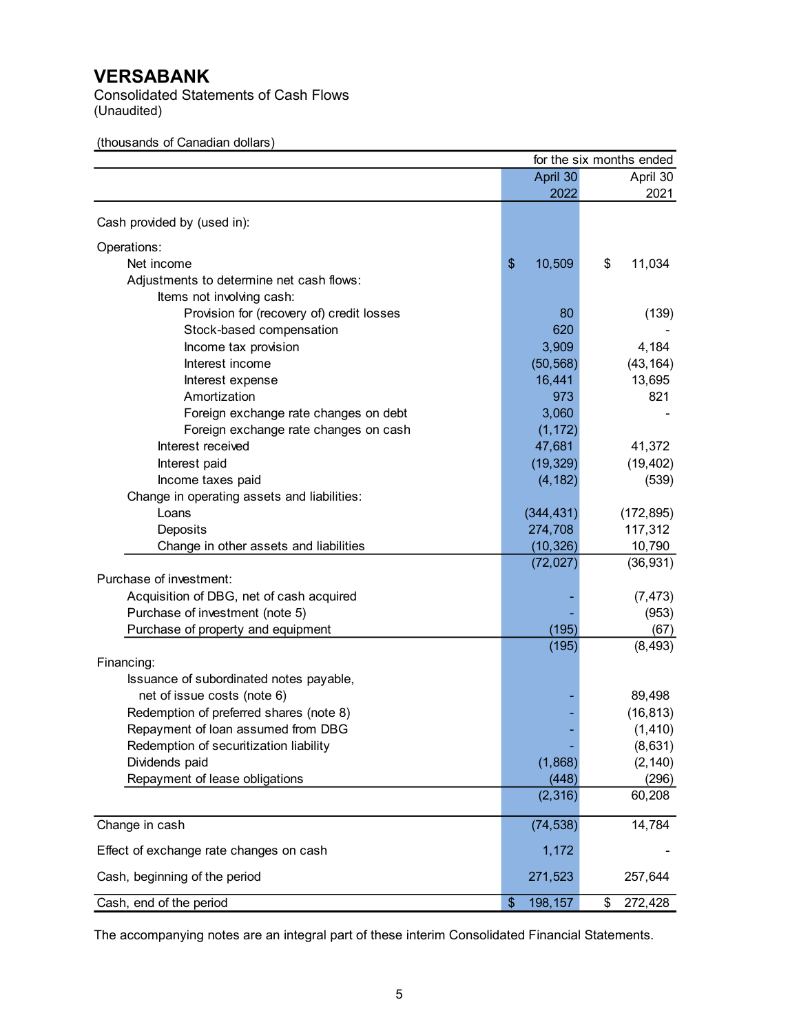# VERSABANK

Consolidated Statements of Cash Flows
(Unaudited)

(thousands of Canadian dollars)

| | for the six months ended | |
|---|---|---|
| | April 30 2022 | April 30 2021 |
| Cash provided by (used in): | | |
| Operations: | | |
| Net income | $ 10,509 | $ 11,034 |
| Adjustments to determine net cash flows: | | |
| Items not involving cash: | | |
| Provision for (recovery of) credit losses | 80 | (139) |
| Stock-based compensation | 620 | - |
| Income tax provision | 3,909 | 4,184 |
| Interest income | (50,568) | (43,164) |
| Interest expense | 16,441 | 13,695 |
| Amortization | 973 | 821 |
| Foreign exchange rate changes on debt | 3,060 | - |
| Foreign exchange rate changes on cash | (1,172) | |
| Interest received | 47,681 | 41,372 |
| Interest paid | (19,329) | (19,402) |
| Income taxes paid | (4,182) | (539) |
| Change in operating assets and liabilities: | | |
| Loans | (344,431) | (172,895) |
| Deposits | 274,708 | 117,312 |
| Change in other assets and liabilities | (10,326) | 10,790 |
| | (72,027) | (36,931) |
| Purchase of investment: | | |
| Acquisition of DBG, net of cash acquired | - | (7,473) |
| Purchase of investment (note 5) | - | (953) |
| Purchase of property and equipment | (195) | (67) |
| | (195) | (8,493) |
| Financing: | | |
| Issuance of subordinated notes payable, net of issue costs (note 6) | - | 89,498 |
| Redemption of preferred shares (note 8) | - | (16,813) |
| Repayment of loan assumed from DBG | - | (1,410) |
| Redemption of securitization liability | - | (8,631) |
| Dividends paid | (1,868) | (2,140) |
| Repayment of lease obligations | (448) | (296) |
| | (2,316) | 60,208 |
| Change in cash | (74,538) | 14,784 |
| Effect of exchange rate changes on cash | 1,172 | - |
| Cash, beginning of the period | 271,523 | 257,644 |
| Cash, end of the period | $ 198,157 | $ 272,428 |

The accompanying notes are an integral part of these interim Consolidated Financial Statements.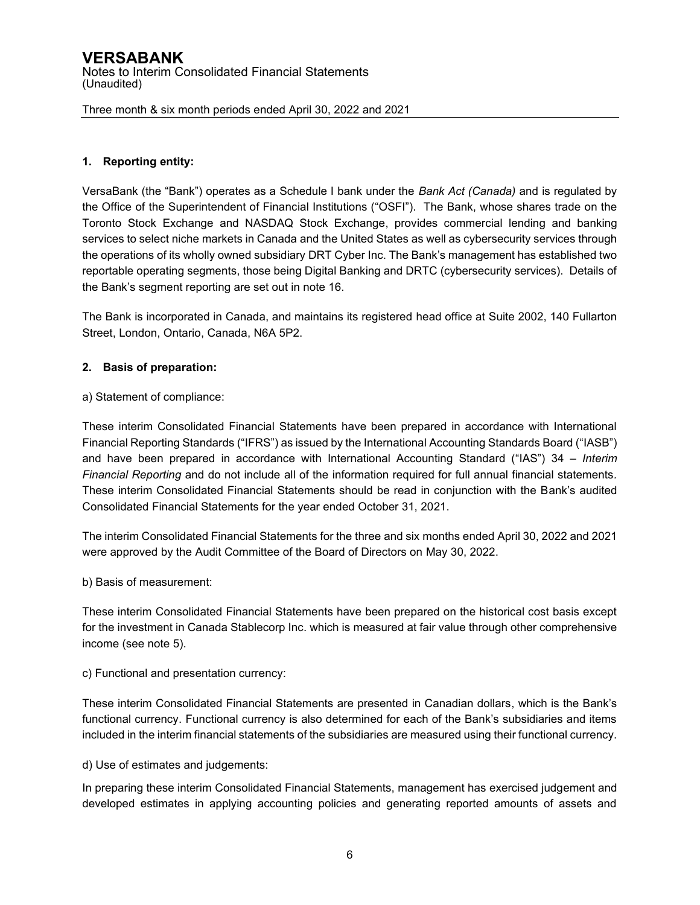### 1. Reporting entity:

VersaBank (the "Bank") operates as a Schedule I bank under the *Bank Act (Canada)* and is regulated by the Office of the Superintendent of Financial Institutions ("OSFI"). The Bank, whose shares trade on the Toronto Stock Exchange and NASDAQ Stock Exchange, provides commercial lending and banking services to select niche markets in Canada and the United States as well as cybersecurity services through the operations of its wholly owned subsidiary DRT Cyber Inc. The Bank's management has established two reportable operating segments, those being Digital Banking and DRTC (cybersecurity services). Details of the Bank's segment reporting are set out in note 16.

The Bank is incorporated in Canada, and maintains its registered head office at Suite 2002, 140 Fullarton Street, London, Ontario, Canada, N6A 5P2.

### 2. Basis of preparation:

a) Statement of compliance:

These interim Consolidated Financial Statements have been prepared in accordance with International Financial Reporting Standards ("IFRS") as issued by the International Accounting Standards Board ("IASB") and have been prepared in accordance with International Accounting Standard ("IAS") 34 – *Interim Financial Reporting* and do not include all of the information required for full annual financial statements. These interim Consolidated Financial Statements should be read in conjunction with the Bank's audited Consolidated Financial Statements for the year ended October 31, 2021.

The interim Consolidated Financial Statements for the three and six months ended April 30, 2022 and 2021 were approved by the Audit Committee of the Board of Directors on May 30, 2022.

b) Basis of measurement:

These interim Consolidated Financial Statements have been prepared on the historical cost basis except for the investment in Canada Stablecorp Inc. which is measured at fair value through other comprehensive income (see note 5).

c) Functional and presentation currency:

These interim Consolidated Financial Statements are presented in Canadian dollars, which is the Bank's functional currency. Functional currency is also determined for each of the Bank's subsidiaries and items included in the interim financial statements of the subsidiaries are measured using their functional currency.

d) Use of estimates and judgements:

In preparing these interim Consolidated Financial Statements, management has exercised judgement and developed estimates in applying accounting policies and generating reported amounts of assets and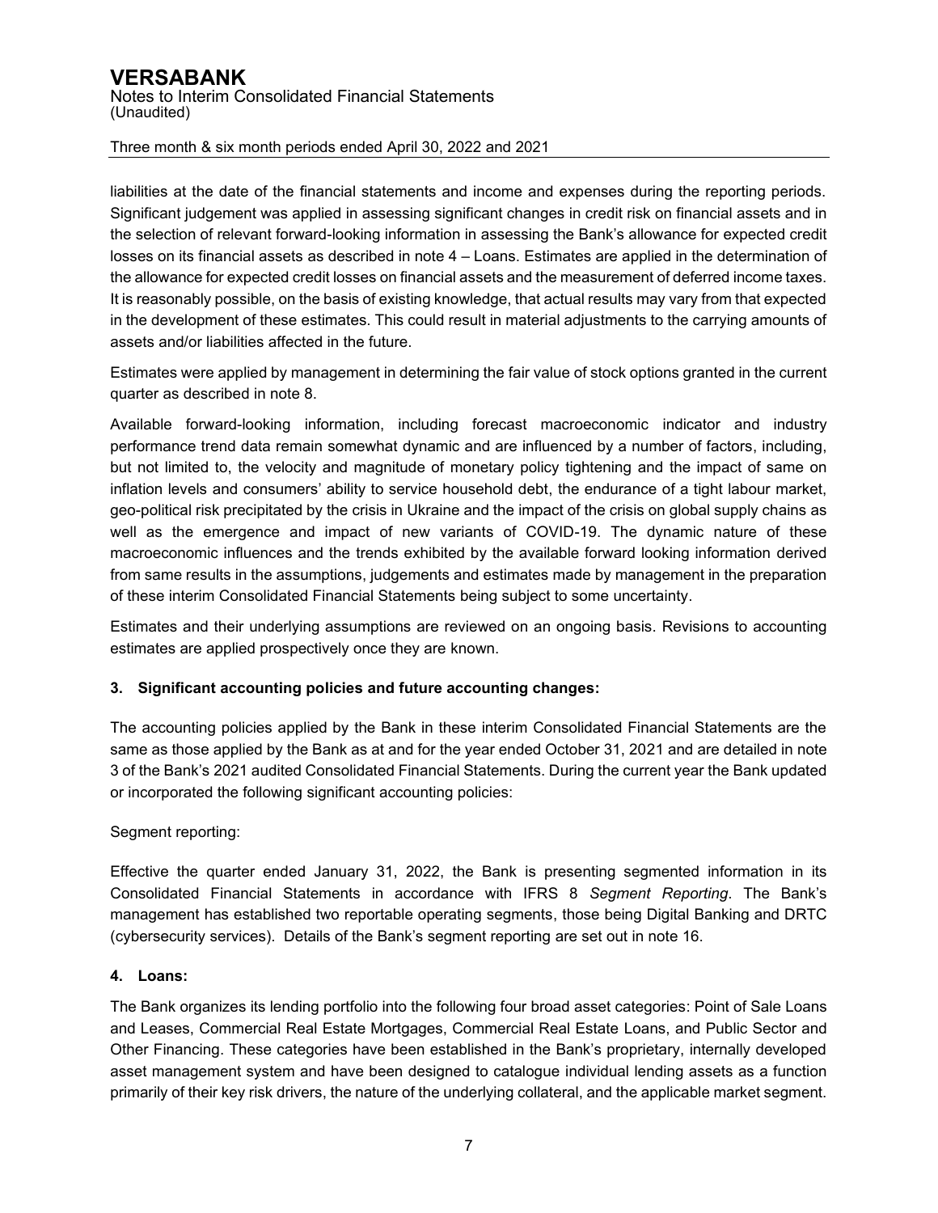liabilities at the date of the financial statements and income and expenses during the reporting periods. Significant judgement was applied in assessing significant changes in credit risk on financial assets and in the selection of relevant forward-looking information in assessing the Bank's allowance for expected credit losses on its financial assets as described in note 4 – Loans. Estimates are applied in the determination of the allowance for expected credit losses on financial assets and the measurement of deferred income taxes. It is reasonably possible, on the basis of existing knowledge, that actual results may vary from that expected in the development of these estimates. This could result in material adjustments to the carrying amounts of assets and/or liabilities affected in the future.

Estimates were applied by management in determining the fair value of stock options granted in the current quarter as described in note 8.

Available forward-looking information, including forecast macroeconomic indicator and industry performance trend data remain somewhat dynamic and are influenced by a number of factors, including, but not limited to, the velocity and magnitude of monetary policy tightening and the impact of same on inflation levels and consumers' ability to service household debt, the endurance of a tight labour market, geo-political risk precipitated by the crisis in Ukraine and the impact of the crisis on global supply chains as well as the emergence and impact of new variants of COVID-19. The dynamic nature of these macroeconomic influences and the trends exhibited by the available forward looking information derived from same results in the assumptions, judgements and estimates made by management in the preparation of these interim Consolidated Financial Statements being subject to some uncertainty.

Estimates and their underlying assumptions are reviewed on an ongoing basis. Revisions to accounting estimates are applied prospectively once they are known.

## 3. Significant accounting policies and future accounting changes:

The accounting policies applied by the Bank in these interim Consolidated Financial Statements are the same as those applied by the Bank as at and for the year ended October 31, 2021 and are detailed in note 3 of the Bank's 2021 audited Consolidated Financial Statements. During the current year the Bank updated or incorporated the following significant accounting policies:

Segment reporting:

Effective the quarter ended January 31, 2022, the Bank is presenting segmented information in its Consolidated Financial Statements in accordance with IFRS 8 *Segment Reporting*. The Bank's management has established two reportable operating segments, those being Digital Banking and DRTC (cybersecurity services). Details of the Bank's segment reporting are set out in note 16.

## 4. Loans:

The Bank organizes its lending portfolio into the following four broad asset categories: Point of Sale Loans and Leases, Commercial Real Estate Mortgages, Commercial Real Estate Loans, and Public Sector and Other Financing. These categories have been established in the Bank's proprietary, internally developed asset management system and have been designed to catalogue individual lending assets as a function primarily of their key risk drivers, the nature of the underlying collateral, and the applicable market segment.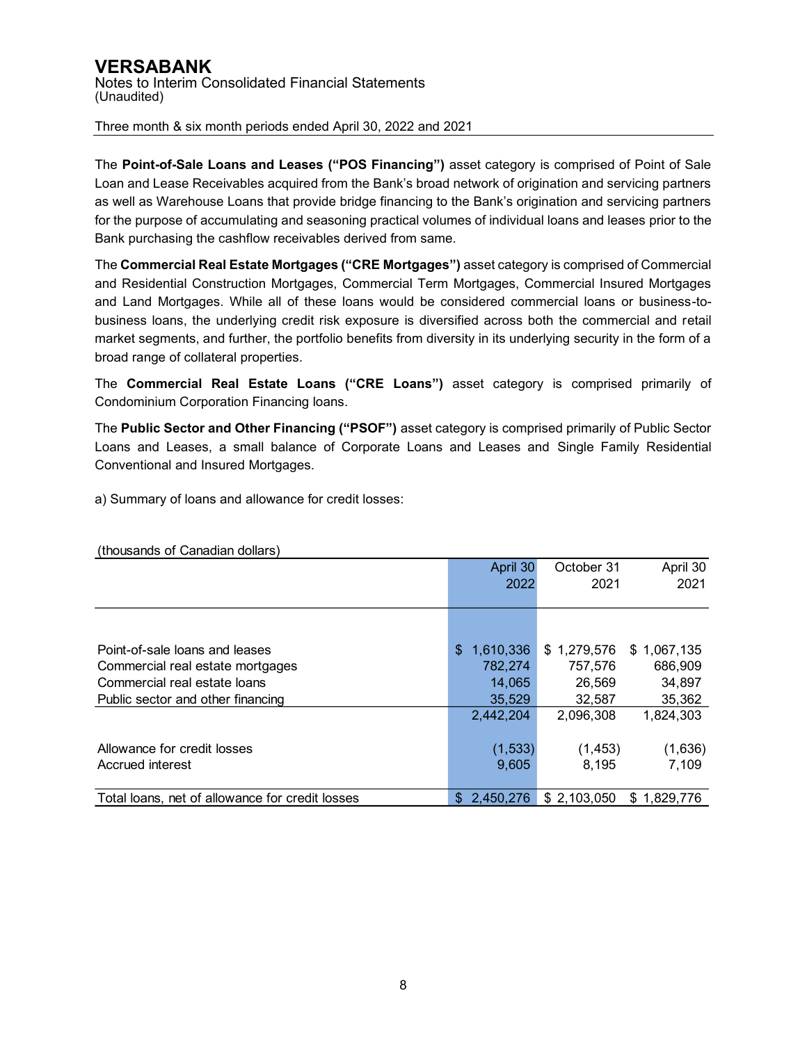# VERSABANK

Notes to Interim Consolidated Financial Statements
(Unaudited)

Three month & six month periods ended April 30, 2022 and 2021

The **Point-of-Sale Loans and Leases ("POS Financing")** asset category is comprised of Point of Sale Loan and Lease Receivables acquired from the Bank's broad network of origination and servicing partners as well as Warehouse Loans that provide bridge financing to the Bank's origination and servicing partners for the purpose of accumulating and seasoning practical volumes of individual loans and leases prior to the Bank purchasing the cashflow receivables derived from same.

The **Commercial Real Estate Mortgages ("CRE Mortgages")** asset category is comprised of Commercial and Residential Construction Mortgages, Commercial Term Mortgages, Commercial Insured Mortgages and Land Mortgages. While all of these loans would be considered commercial loans or business-to-business loans, the underlying credit risk exposure is diversified across both the commercial and retail market segments, and further, the portfolio benefits from diversity in its underlying security in the form of a broad range of collateral properties.

The **Commercial Real Estate Loans ("CRE Loans")** asset category is comprised primarily of Condominium Corporation Financing loans.

The **Public Sector and Other Financing ("PSOF")** asset category is comprised primarily of Public Sector Loans and Leases, a small balance of Corporate Loans and Leases and Single Family Residential Conventional and Insured Mortgages.

a) Summary of loans and allowance for credit losses:

(thousands of Canadian dollars)

| | April 30 2022 | October 31 2021 | April 30 2021 |
|---|---|---|---|
| Point-of-sale loans and leases | $ 1,610,336 | $ 1,279,576 | $ 1,067,135 |
| Commercial real estate mortgages | 782,274 | 757,576 | 686,909 |
| Commercial real estate loans | 14,065 | 26,569 | 34,897 |
| Public sector and other financing | 35,529 | 32,587 | 35,362 |
| | 2,442,204 | 2,096,308 | 1,824,303 |
| Allowance for credit losses | (1,533) | (1,453) | (1,636) |
| Accrued interest | 9,605 | 8,195 | 7,109 |
| Total loans, net of allowance for credit losses | $ 2,450,276 | $ 2,103,050 | $ 1,829,776 |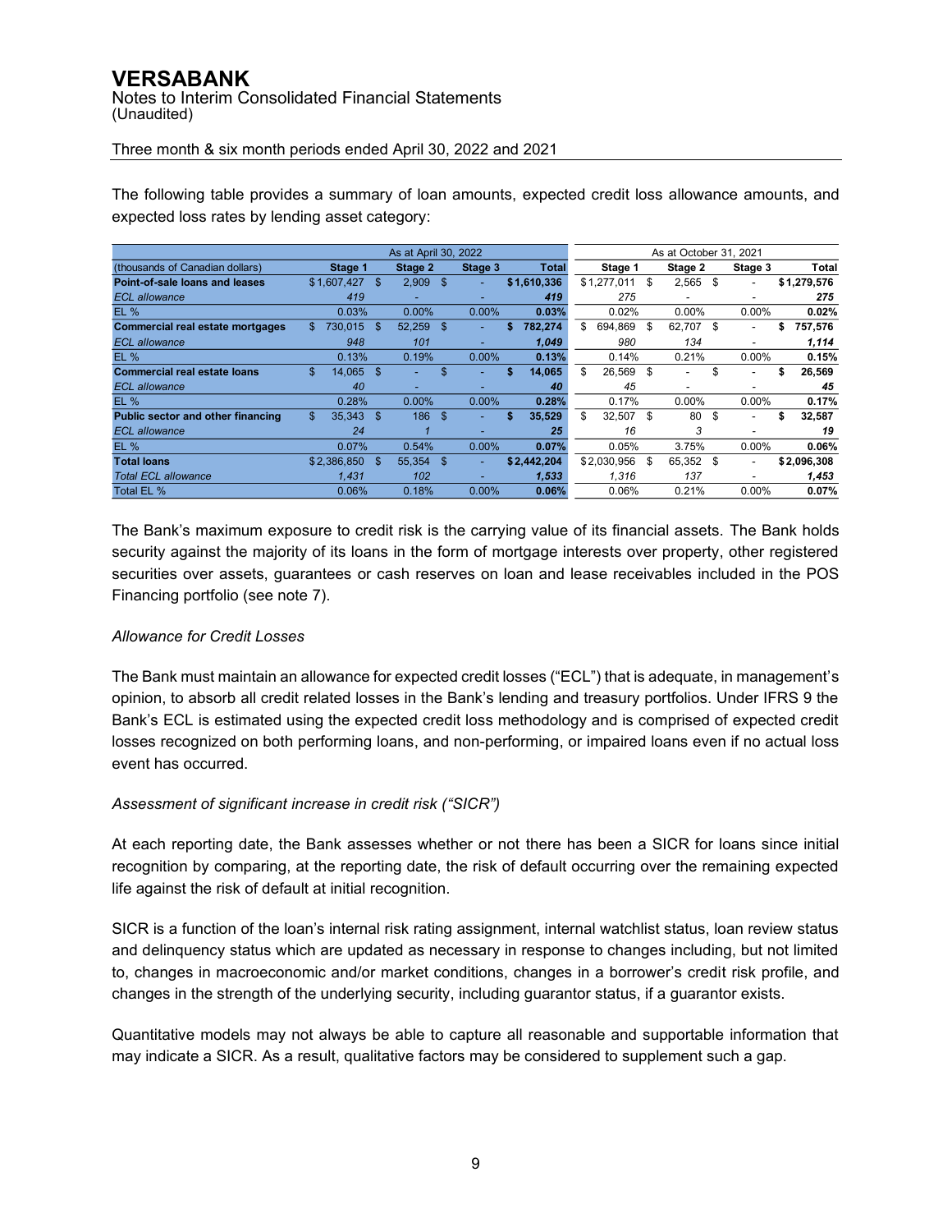The following table provides a summary of loan amounts, expected credit loss allowance amounts, and expected loss rates by lending asset category:

| | As at April 30, 2022 | | | | As at October 31, 2021 | | | |
|---|---|---|---|---|---|---|---|---|
| (thousands of Canadian dollars) | Stage 1 | Stage 2 | Stage 3 | Total | Stage 1 | Stage 2 | Stage 3 | Total |
| **Point-of-sale loans and leases** | $1,607,427 | $ 2,909 | $ - | **$1,610,336** | $1,277,011 | $ 2,565 | $ - | **$1,279,576** |
| *ECL allowance* | *419* | - | - | ***419*** | *275* | - | - | ***275*** |
| EL % | 0.03% | 0.00% | 0.00% | **0.03%** | 0.02% | 0.00% | 0.00% | **0.02%** |
| **Commercial real estate mortgages** | $ 730,015 | $ 52,259 | $ - | **$ 782,274** | $ 694,869 | $ 62,707 | $ - | **$ 757,576** |
| *ECL allowance* | *948* | *101* | - | ***1,049*** | *980* | *134* | - | ***1,114*** |
| EL % | 0.13% | 0.19% | 0.00% | **0.13%** | 0.14% | 0.21% | 0.00% | **0.15%** |
| **Commercial real estate loans** | $ 14,065 | $ - | $ - | **$ 14,065** | $ 26,569 | $ - | $ - | **$ 26,569** |
| *ECL allowance* | *40* | - | - | ***40*** | *45* | - | - | ***45*** |
| EL % | 0.28% | 0.00% | 0.00% | **0.28%** | 0.17% | 0.00% | 0.00% | **0.17%** |
| **Public sector and other financing** | $ 35,343 | $ 186 | $ - | **$ 35,529** | $ 32,507 | $ 80 | $ - | **$ 32,587** |
| *ECL allowance* | *24* | *1* | - | ***25*** | *16* | *3* | - | ***19*** |
| EL % | 0.07% | 0.54% | 0.00% | **0.07%** | 0.05% | 3.75% | 0.00% | **0.06%** |
| **Total loans** | $2,386,850 | $ 55,354 | $ - | **$2,442,204** | $2,030,956 | $ 65,352 | $ - | **$2,096,308** |
| *Total ECL allowance* | *1,431* | *102* | - | ***1,533*** | *1,316* | *137* | - | ***1,453*** |
| Total EL % | 0.06% | 0.18% | 0.00% | **0.06%** | 0.06% | 0.21% | 0.00% | **0.07%** |

The Bank's maximum exposure to credit risk is the carrying value of its financial assets. The Bank holds security against the majority of its loans in the form of mortgage interests over property, other registered securities over assets, guarantees or cash reserves on loan and lease receivables included in the POS Financing portfolio (see note 7).

*Allowance for Credit Losses*

The Bank must maintain an allowance for expected credit losses ("ECL") that is adequate, in management's opinion, to absorb all credit related losses in the Bank's lending and treasury portfolios. Under IFRS 9 the Bank's ECL is estimated using the expected credit loss methodology and is comprised of expected credit losses recognized on both performing loans, and non-performing, or impaired loans even if no actual loss event has occurred.

*Assessment of significant increase in credit risk ("SICR")*

At each reporting date, the Bank assesses whether or not there has been a SICR for loans since initial recognition by comparing, at the reporting date, the risk of default occurring over the remaining expected life against the risk of default at initial recognition.

SICR is a function of the loan's internal risk rating assignment, internal watchlist status, loan review status and delinquency status which are updated as necessary in response to changes including, but not limited to, changes in macroeconomic and/or market conditions, changes in a borrower's credit risk profile, and changes in the strength of the underlying security, including guarantor status, if a guarantor exists.

Quantitative models may not always be able to capture all reasonable and supportable information that may indicate a SICR. As a result, qualitative factors may be considered to supplement such a gap.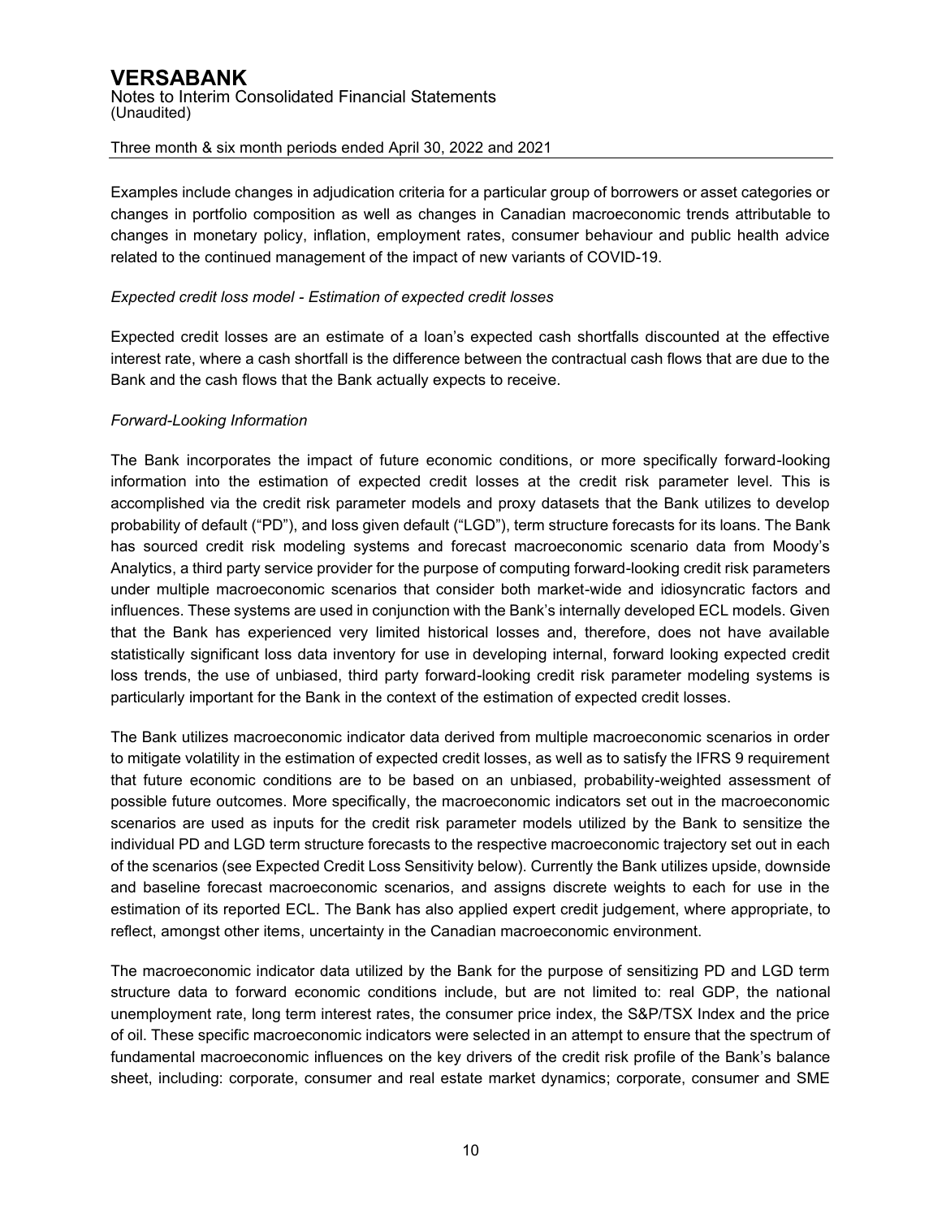Examples include changes in adjudication criteria for a particular group of borrowers or asset categories or changes in portfolio composition as well as changes in Canadian macroeconomic trends attributable to changes in monetary policy, inflation, employment rates, consumer behaviour and public health advice related to the continued management of the impact of new variants of COVID-19.

*Expected credit loss model - Estimation of expected credit losses*

Expected credit losses are an estimate of a loan's expected cash shortfalls discounted at the effective interest rate, where a cash shortfall is the difference between the contractual cash flows that are due to the Bank and the cash flows that the Bank actually expects to receive.

*Forward-Looking Information*

The Bank incorporates the impact of future economic conditions, or more specifically forward-looking information into the estimation of expected credit losses at the credit risk parameter level. This is accomplished via the credit risk parameter models and proxy datasets that the Bank utilizes to develop probability of default ("PD"), and loss given default ("LGD"), term structure forecasts for its loans. The Bank has sourced credit risk modeling systems and forecast macroeconomic scenario data from Moody's Analytics, a third party service provider for the purpose of computing forward-looking credit risk parameters under multiple macroeconomic scenarios that consider both market-wide and idiosyncratic factors and influences. These systems are used in conjunction with the Bank's internally developed ECL models. Given that the Bank has experienced very limited historical losses and, therefore, does not have available statistically significant loss data inventory for use in developing internal, forward looking expected credit loss trends, the use of unbiased, third party forward-looking credit risk parameter modeling systems is particularly important for the Bank in the context of the estimation of expected credit losses.

The Bank utilizes macroeconomic indicator data derived from multiple macroeconomic scenarios in order to mitigate volatility in the estimation of expected credit losses, as well as to satisfy the IFRS 9 requirement that future economic conditions are to be based on an unbiased, probability-weighted assessment of possible future outcomes. More specifically, the macroeconomic indicators set out in the macroeconomic scenarios are used as inputs for the credit risk parameter models utilized by the Bank to sensitize the individual PD and LGD term structure forecasts to the respective macroeconomic trajectory set out in each of the scenarios (see Expected Credit Loss Sensitivity below). Currently the Bank utilizes upside, downside and baseline forecast macroeconomic scenarios, and assigns discrete weights to each for use in the estimation of its reported ECL. The Bank has also applied expert credit judgement, where appropriate, to reflect, amongst other items, uncertainty in the Canadian macroeconomic environment.

The macroeconomic indicator data utilized by the Bank for the purpose of sensitizing PD and LGD term structure data to forward economic conditions include, but are not limited to: real GDP, the national unemployment rate, long term interest rates, the consumer price index, the S&P/TSX Index and the price of oil. These specific macroeconomic indicators were selected in an attempt to ensure that the spectrum of fundamental macroeconomic influences on the key drivers of the credit risk profile of the Bank's balance sheet, including: corporate, consumer and real estate market dynamics; corporate, consumer and SME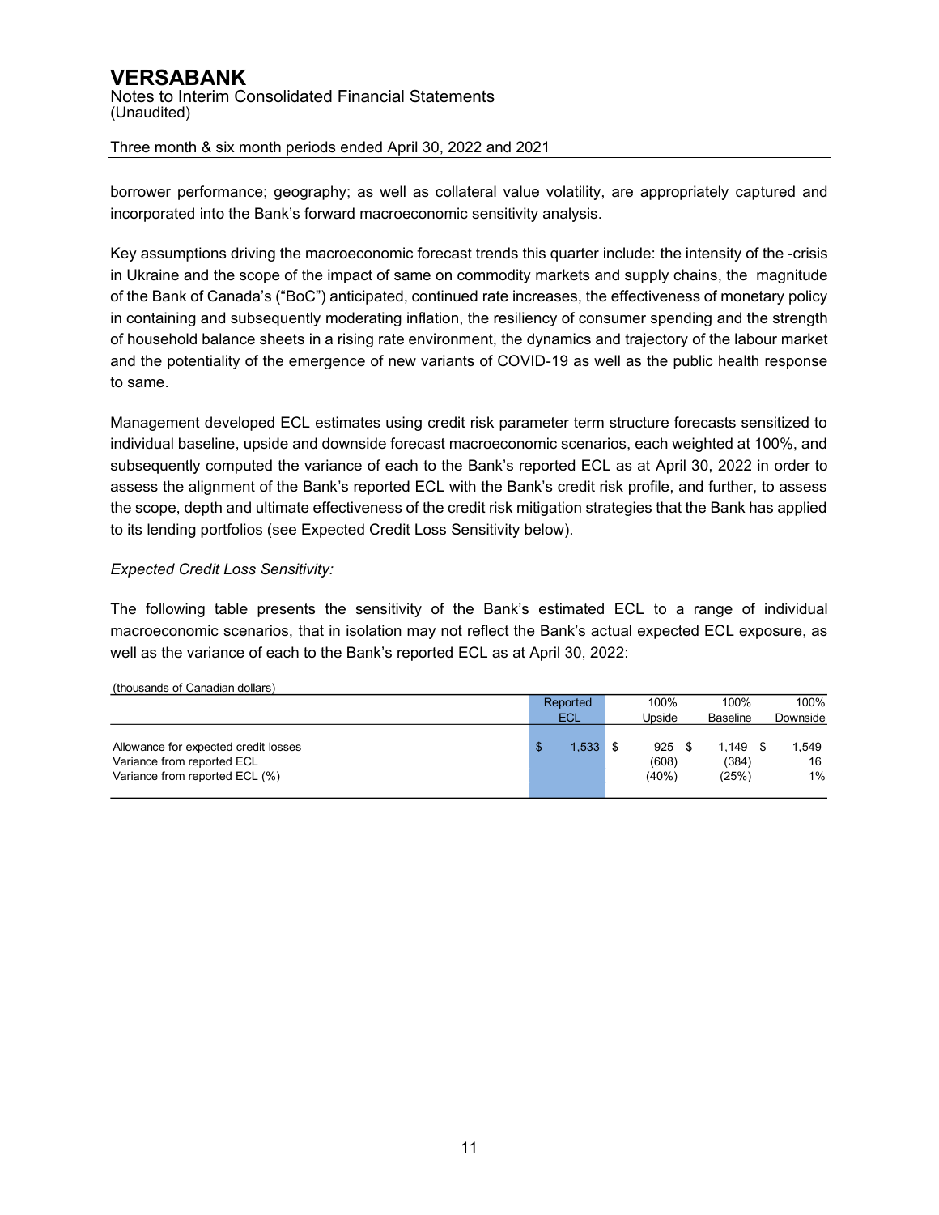borrower performance; geography; as well as collateral value volatility, are appropriately captured and incorporated into the Bank's forward macroeconomic sensitivity analysis.

Key assumptions driving the macroeconomic forecast trends this quarter include: the intensity of the -crisis in Ukraine and the scope of the impact of same on commodity markets and supply chains, the magnitude of the Bank of Canada's ("BoC") anticipated, continued rate increases, the effectiveness of monetary policy in containing and subsequently moderating inflation, the resiliency of consumer spending and the strength of household balance sheets in a rising rate environment, the dynamics and trajectory of the labour market and the potentiality of the emergence of new variants of COVID-19 as well as the public health response to same.

Management developed ECL estimates using credit risk parameter term structure forecasts sensitized to individual baseline, upside and downside forecast macroeconomic scenarios, each weighted at 100%, and subsequently computed the variance of each to the Bank's reported ECL as at April 30, 2022 in order to assess the alignment of the Bank's reported ECL with the Bank's credit risk profile, and further, to assess the scope, depth and ultimate effectiveness of the credit risk mitigation strategies that the Bank has applied to its lending portfolios (see Expected Credit Loss Sensitivity below).

*Expected Credit Loss Sensitivity:*

The following table presents the sensitivity of the Bank's estimated ECL to a range of individual macroeconomic scenarios, that in isolation may not reflect the Bank's actual expected ECL exposure, as well as the variance of each to the Bank's reported ECL as at April 30, 2022:

(thousands of Canadian dollars)

| | Reported ECL | 100% Upside | 100% Baseline | 100% Downside |
|---|---|---|---|---|
| Allowance for expected credit losses | $ 1,533 | $ 925 | $ 1,149 | $ 1,549 |
| Variance from reported ECL | | (608) | (384) | 16 |
| Variance from reported ECL (%) | | (40%) | (25%) | 1% |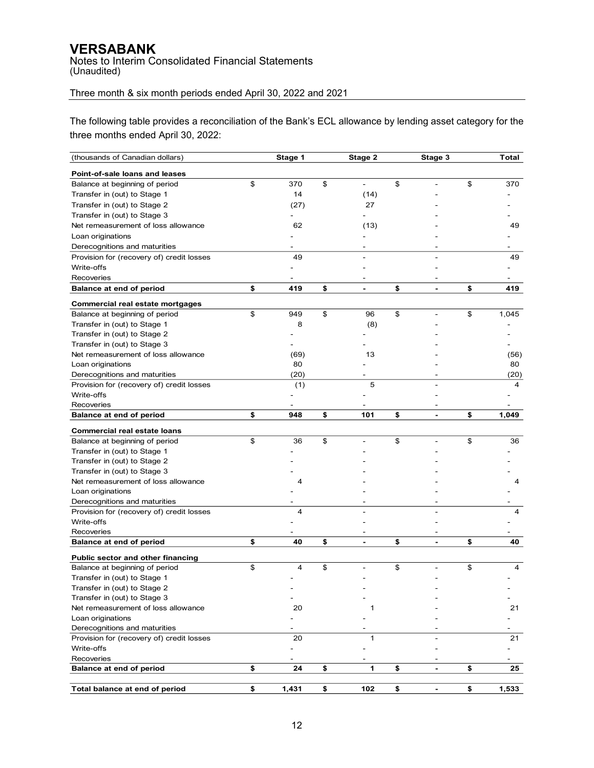# VERSABANK

Notes to Interim Consolidated Financial Statements
(Unaudited)

Three month & six month periods ended April 30, 2022 and 2021

The following table provides a reconciliation of the Bank's ECL allowance by lending asset category for the three months ended April 30, 2022:

| (thousands of Canadian dollars) | Stage 1 | Stage 2 | Stage 3 | Total |
|---|---|---|---|---|
| **Point-of-sale loans and leases** | | | | |
| Balance at beginning of period | $ 370 | $ - | $ - | $ 370 |
| Transfer in (out) to Stage 1 | 14 | (14) | - | - |
| Transfer in (out) to Stage 2 | (27) | 27 | - | - |
| Transfer in (out) to Stage 3 | - | - | - | - |
| Net remeasurement of loss allowance | 62 | (13) | - | 49 |
| Loan originations | - | - | - | - |
| Derecognitions and maturities | - | - | - | - |
| Provision for (recovery of) credit losses | 49 | - | - | 49 |
| Write-offs | - | - | - | - |
| Recoveries | - | - | - | - |
| **Balance at end of period** | **$ 419** | **$ -** | **$ -** | **$ 419** |
| **Commercial real estate mortgages** | | | | |
| Balance at beginning of period | $ 949 | $ 96 | $ - | $ 1,045 |
| Transfer in (out) to Stage 1 | 8 | (8) | - | - |
| Transfer in (out) to Stage 2 | - | - | - | - |
| Transfer in (out) to Stage 3 | - | - | - | - |
| Net remeasurement of loss allowance | (69) | 13 | - | (56) |
| Loan originations | 80 | - | - | 80 |
| Derecognitions and maturities | (20) | - | - | (20) |
| Provision for (recovery of) credit losses | (1) | 5 | - | 4 |
| Write-offs | - | - | - | - |
| Recoveries | - | - | - | - |
| **Balance at end of period** | **$ 948** | **$ 101** | **$ -** | **$ 1,049** |
| **Commercial real estate loans** | | | | |
| Balance at beginning of period | $ 36 | $ - | $ - | $ 36 |
| Transfer in (out) to Stage 1 | - | - | - | - |
| Transfer in (out) to Stage 2 | - | - | - | - |
| Transfer in (out) to Stage 3 | - | - | - | - |
| Net remeasurement of loss allowance | 4 | - | - | 4 |
| Loan originations | - | - | - | - |
| Derecognitions and maturities | - | - | - | - |
| Provision for (recovery of) credit losses | 4 | - | - | 4 |
| Write-offs | - | - | - | - |
| Recoveries | - | - | - | - |
| **Balance at end of period** | **$ 40** | **$ -** | **$ -** | **$ 40** |
| **Public sector and other financing** | | | | |
| Balance at beginning of period | $ 4 | $ - | $ - | $ 4 |
| Transfer in (out) to Stage 1 | - | - | - | - |
| Transfer in (out) to Stage 2 | - | - | - | - |
| Transfer in (out) to Stage 3 | - | - | - | - |
| Net remeasurement of loss allowance | 20 | 1 | - | 21 |
| Loan originations | - | - | - | - |
| Derecognitions and maturities | - | - | - | - |
| Provision for (recovery of) credit losses | 20 | 1 | - | 21 |
| Write-offs | - | - | - | - |
| Recoveries | - | - | - | - |
| **Balance at end of period** | **$ 24** | **$ 1** | **$ -** | **$ 25** |
| **Total balance at end of period** | **$ 1,431** | **$ 102** | **$ -** | **$ 1,533** |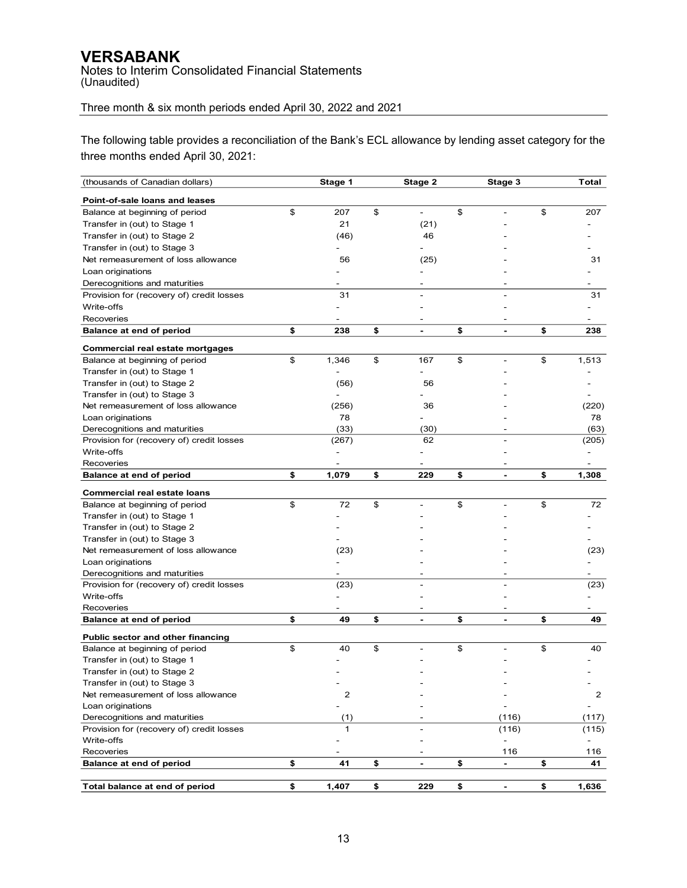# VERSABANK

Notes to Interim Consolidated Financial Statements
(Unaudited)

Three month & six month periods ended April 30, 2022 and 2021

The following table provides a reconciliation of the Bank's ECL allowance by lending asset category for the three months ended April 30, 2021:

| (thousands of Canadian dollars) | Stage 1 | Stage 2 | Stage 3 | Total |
|---|---|---|---|---|
| **Point-of-sale loans and leases** | | | | |
| Balance at beginning of period | $ 207 | $ - | $ - | $ 207 |
| Transfer in (out) to Stage 1 | 21 | (21) | - | - |
| Transfer in (out) to Stage 2 | (46) | 46 | - | - |
| Transfer in (out) to Stage 3 | - | - | - | - |
| Net remeasurement of loss allowance | 56 | (25) | - | 31 |
| Loan originations | - | - | - | - |
| Derecognitions and maturities | - | - | - | - |
| Provision for (recovery of) credit losses | 31 | - | - | 31 |
| Write-offs | - | - | - | - |
| Recoveries | - | - | - | - |
| **Balance at end of period** | **$ 238** | **$ -** | **$ -** | **$ 238** |
| **Commercial real estate mortgages** | | | | |
| Balance at beginning of period | $ 1,346 | $ 167 | $ - | $ 1,513 |
| Transfer in (out) to Stage 1 | - | - | - | - |
| Transfer in (out) to Stage 2 | (56) | 56 | - | - |
| Transfer in (out) to Stage 3 | - | - | - | - |
| Net remeasurement of loss allowance | (256) | 36 | - | (220) |
| Loan originations | 78 | - | - | 78 |
| Derecognitions and maturities | (33) | (30) | - | (63) |
| Provision for (recovery of) credit losses | (267) | 62 | - | (205) |
| Write-offs | - | - | - | - |
| Recoveries | - | - | - | - |
| **Balance at end of period** | **$ 1,079** | **$ 229** | **$ -** | **$ 1,308** |
| **Commercial real estate loans** | | | | |
| Balance at beginning of period | $ 72 | $ - | $ - | $ 72 |
| Transfer in (out) to Stage 1 | - | - | - | - |
| Transfer in (out) to Stage 2 | - | - | - | - |
| Transfer in (out) to Stage 3 | - | - | - | - |
| Net remeasurement of loss allowance | (23) | - | - | (23) |
| Loan originations | - | - | - | - |
| Derecognitions and maturities | - | - | - | - |
| Provision for (recovery of) credit losses | (23) | - | - | (23) |
| Write-offs | - | - | - | - |
| Recoveries | - | - | - | - |
| **Balance at end of period** | **$ 49** | **$ -** | **$ -** | **$ 49** |
| **Public sector and other financing** | | | | |
| Balance at beginning of period | $ 40 | $ - | $ - | $ 40 |
| Transfer in (out) to Stage 1 | - | - | - | - |
| Transfer in (out) to Stage 2 | - | - | - | - |
| Transfer in (out) to Stage 3 | - | - | - | - |
| Net remeasurement of loss allowance | 2 | - | - | 2 |
| Loan originations | - | - | - | - |
| Derecognitions and maturities | (1) | - | (116) | (117) |
| Provision for (recovery of) credit losses | 1 | - | (116) | (115) |
| Write-offs | - | - | - | - |
| Recoveries | - | - | 116 | 116 |
| **Balance at end of period** | **$ 41** | **$ -** | **$ -** | **$ 41** |
| **Total balance at end of period** | **$ 1,407** | **$ 229** | **$ -** | **$ 1,636** |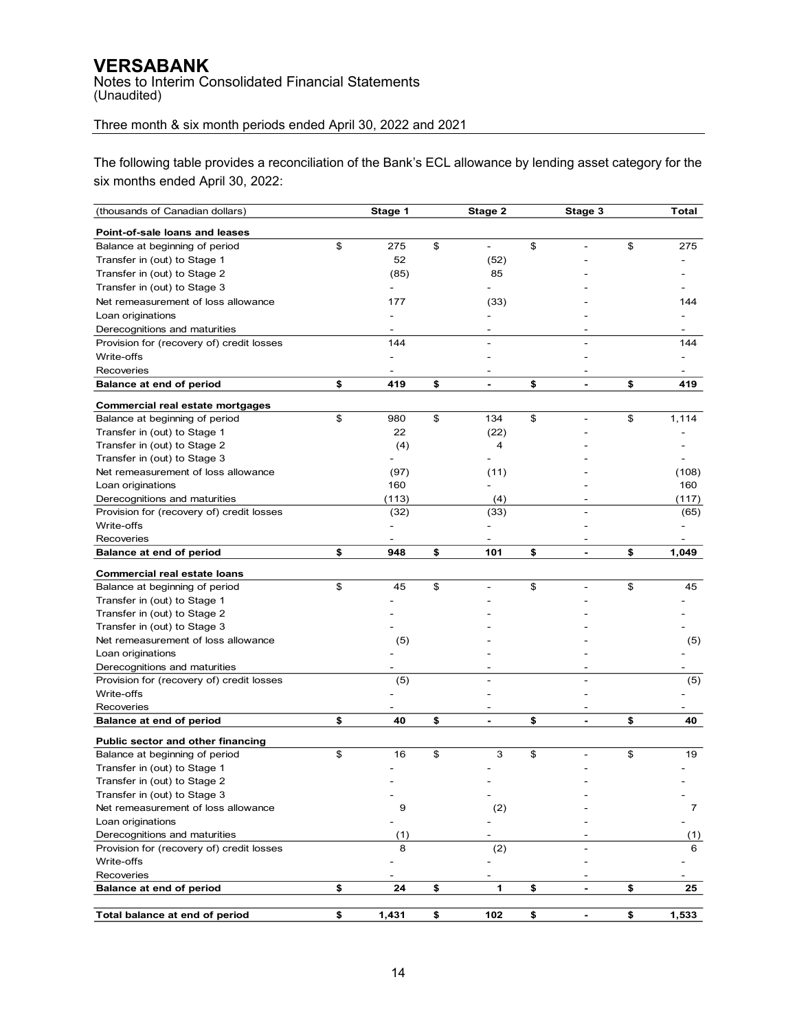# VERSABANK

Notes to Interim Consolidated Financial Statements
(Unaudited)

Three month & six month periods ended April 30, 2022 and 2021

The following table provides a reconciliation of the Bank's ECL allowance by lending asset category for the six months ended April 30, 2022:

| (thousands of Canadian dollars) | Stage 1 | Stage 2 | Stage 3 | Total |
|---|---|---|---|---|
| **Point-of-sale loans and leases** | | | | |
| Balance at beginning of period | $ 275 | $ - | $ - | $ 275 |
| Transfer in (out) to Stage 1 | 52 | (52) | - | - |
| Transfer in (out) to Stage 2 | (85) | 85 | - | - |
| Transfer in (out) to Stage 3 | - | - | - | - |
| Net remeasurement of loss allowance | 177 | (33) | - | 144 |
| Loan originations | - | - | - | - |
| Derecognitions and maturities | - | - | - | - |
| Provision for (recovery of) credit losses | 144 | - | - | 144 |
| Write-offs | - | - | - | - |
| Recoveries | - | - | - | - |
| **Balance at end of period** | **$ 419** | **$ -** | **$ -** | **$ 419** |
| **Commercial real estate mortgages** | | | | |
| Balance at beginning of period | $ 980 | $ 134 | $ - | $ 1,114 |
| Transfer in (out) to Stage 1 | 22 | (22) | - | - |
| Transfer in (out) to Stage 2 | (4) | 4 | - | - |
| Transfer in (out) to Stage 3 | - | - | - | - |
| Net remeasurement of loss allowance | (97) | (11) | - | (108) |
| Loan originations | 160 | - | - | 160 |
| Derecognitions and maturities | (113) | (4) | - | (117) |
| Provision for (recovery of) credit losses | (32) | (33) | - | (65) |
| Write-offs | - | - | - | - |
| Recoveries | - | - | - | - |
| **Balance at end of period** | **$ 948** | **$ 101** | **$ -** | **$ 1,049** |
| **Commercial real estate loans** | | | | |
| Balance at beginning of period | $ 45 | $ - | $ - | $ 45 |
| Transfer in (out) to Stage 1 | - | - | - | - |
| Transfer in (out) to Stage 2 | - | - | - | - |
| Transfer in (out) to Stage 3 | - | - | - | - |
| Net remeasurement of loss allowance | (5) | - | - | (5) |
| Loan originations | - | - | - | - |
| Derecognitions and maturities | - | - | - | - |
| Provision for (recovery of) credit losses | (5) | - | - | (5) |
| Write-offs | - | - | - | - |
| Recoveries | - | - | - | - |
| **Balance at end of period** | **$ 40** | **$ -** | **$ -** | **$ 40** |
| **Public sector and other financing** | | | | |
| Balance at beginning of period | $ 16 | $ 3 | $ - | $ 19 |
| Transfer in (out) to Stage 1 | - | - | - | - |
| Transfer in (out) to Stage 2 | - | - | - | - |
| Transfer in (out) to Stage 3 | - | - | - | - |
| Net remeasurement of loss allowance | 9 | (2) | - | 7 |
| Loan originations | - | - | - | - |
| Derecognitions and maturities | (1) | - | - | (1) |
| Provision for (recovery of) credit losses | 8 | (2) | - | 6 |
| Write-offs | - | - | - | - |
| Recoveries | - | - | - | - |
| **Balance at end of period** | **$ 24** | **$ 1** | **$ -** | **$ 25** |
| **Total balance at end of period** | **$ 1,431** | **$ 102** | **$ -** | **$ 1,533** |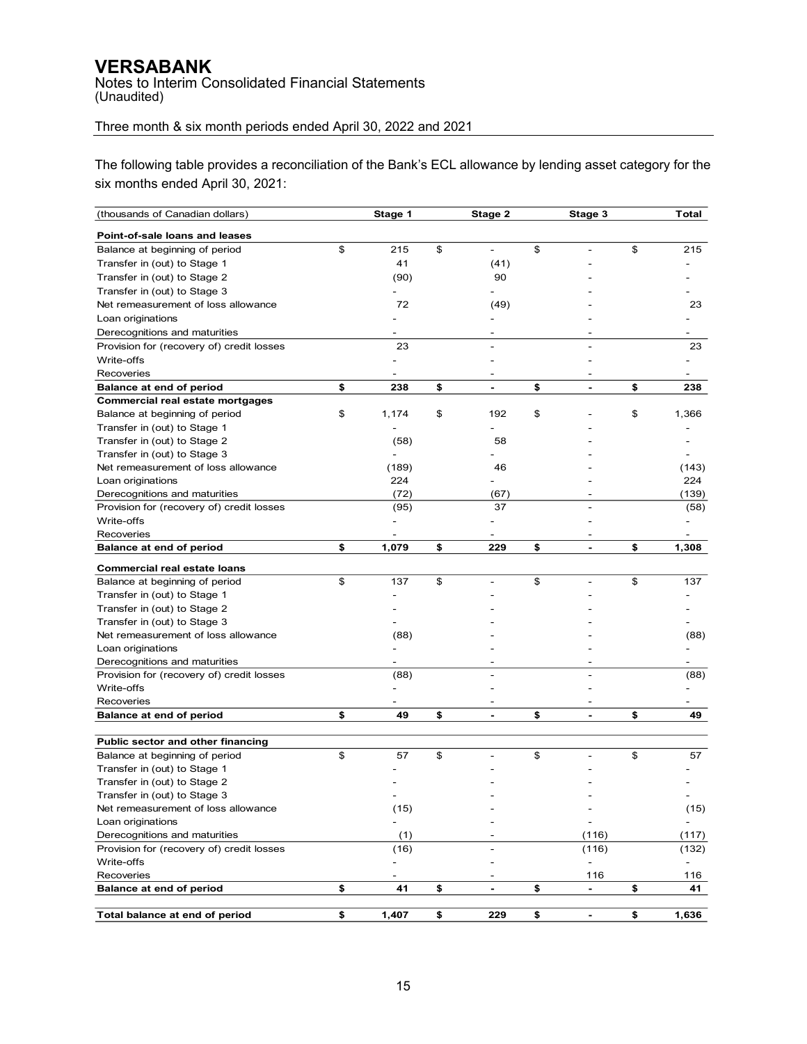# VERSABANK

Notes to Interim Consolidated Financial Statements
(Unaudited)

Three month & six month periods ended April 30, 2022 and 2021

The following table provides a reconciliation of the Bank's ECL allowance by lending asset category for the six months ended April 30, 2021:

| (thousands of Canadian dollars) | Stage 1 | Stage 2 | Stage 3 | Total |
|---|---|---|---|---|
| **Point-of-sale loans and leases** | | | | |
| Balance at beginning of period | $ 215 | $ - | $ - | $ 215 |
| Transfer in (out) to Stage 1 | 41 | (41) | - | - |
| Transfer in (out) to Stage 2 | (90) | 90 | - | - |
| Transfer in (out) to Stage 3 | - | - | - | - |
| Net remeasurement of loss allowance | 72 | (49) | - | 23 |
| Loan originations | - | - | - | - |
| Derecognitions and maturities | - | - | - | - |
| Provision for (recovery of) credit losses | 23 | - | - | 23 |
| Write-offs | - | - | - | - |
| Recoveries | - | - | - | - |
| **Balance at end of period** | **$ 238** | **$ -** | **$ -** | **$ 238** |
| **Commercial real estate mortgages** | | | | |
| Balance at beginning of period | $ 1,174 | $ 192 | $ - | $ 1,366 |
| Transfer in (out) to Stage 1 | - | - | - | - |
| Transfer in (out) to Stage 2 | (58) | 58 | - | - |
| Transfer in (out) to Stage 3 | - | - | - | - |
| Net remeasurement of loss allowance | (189) | 46 | - | (143) |
| Loan originations | 224 | - | - | 224 |
| Derecognitions and maturities | (72) | (67) | - | (139) |
| Provision for (recovery of) credit losses | (95) | 37 | - | (58) |
| Write-offs | - | - | - | - |
| Recoveries | - | - | - | - |
| **Balance at end of period** | **$ 1,079** | **$ 229** | **$ -** | **$ 1,308** |
| **Commercial real estate loans** | | | | |
| Balance at beginning of period | $ 137 | $ - | $ - | $ 137 |
| Transfer in (out) to Stage 1 | - | - | - | - |
| Transfer in (out) to Stage 2 | - | - | - | - |
| Transfer in (out) to Stage 3 | - | - | - | - |
| Net remeasurement of loss allowance | (88) | - | - | (88) |
| Loan originations | - | - | - | - |
| Derecognitions and maturities | - | - | - | - |
| Provision for (recovery of) credit losses | (88) | - | - | (88) |
| Write-offs | - | - | - | - |
| Recoveries | - | - | - | - |
| **Balance at end of period** | **$ 49** | **$ -** | **$ -** | **$ 49** |
| **Public sector and other financing** | | | | |
| Balance at beginning of period | $ 57 | $ - | $ - | $ 57 |
| Transfer in (out) to Stage 1 | - | - | - | - |
| Transfer in (out) to Stage 2 | - | - | - | - |
| Transfer in (out) to Stage 3 | - | - | - | - |
| Net remeasurement of loss allowance | (15) | - | - | (15) |
| Loan originations | - | - | - | - |
| Derecognitions and maturities | (1) | - | (116) | (117) |
| Provision for (recovery of) credit losses | (16) | - | (116) | (132) |
| Write-offs | - | - | - | - |
| Recoveries | - | - | 116 | 116 |
| **Balance at end of period** | **$ 41** | **$ -** | **$ -** | **$ 41** |
| **Total balance at end of period** | **$ 1,407** | **$ 229** | **$ -** | **$ 1,636** |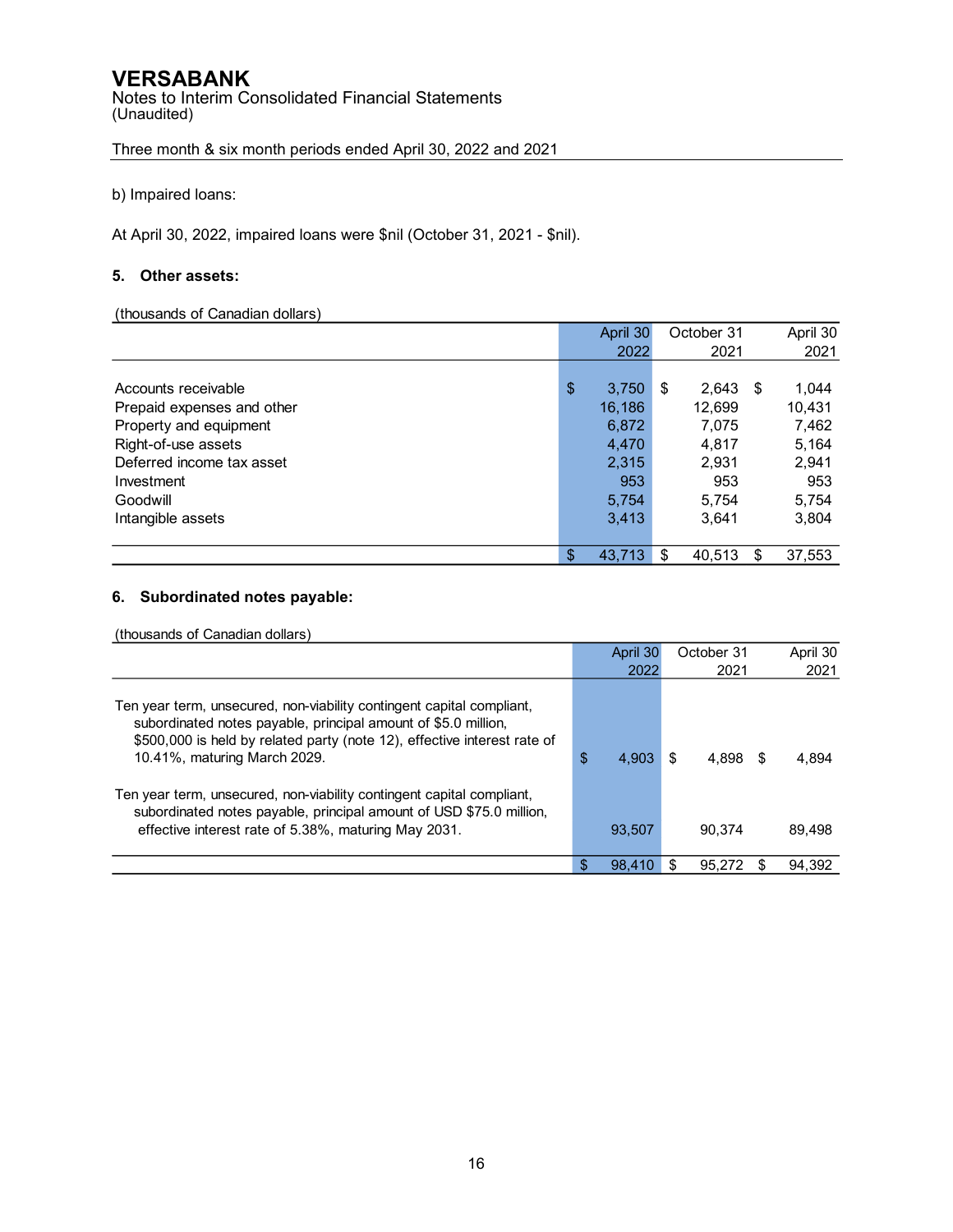b) Impaired loans:

At April 30, 2022, impaired loans were $nil (October 31, 2021 - $nil).

## 5. Other assets:

(thousands of Canadian dollars)

| | April 30 2022 | October 31 2021 | April 30 2021 |
|---|---|---|---|
| Accounts receivable | $ 3,750 | $ 2,643 | $ 1,044 |
| Prepaid expenses and other | 16,186 | 12,699 | 10,431 |
| Property and equipment | 6,872 | 7,075 | 7,462 |
| Right-of-use assets | 4,470 | 4,817 | 5,164 |
| Deferred income tax asset | 2,315 | 2,931 | 2,941 |
| Investment | 953 | 953 | 953 |
| Goodwill | 5,754 | 5,754 | 5,754 |
| Intangible assets | 3,413 | 3,641 | 3,804 |
| | $ 43,713 | $ 40,513 | $ 37,553 |

## 6. Subordinated notes payable:

(thousands of Canadian dollars)

| | April 30 2022 | October 31 2021 | April 30 2021 |
|---|---|---|---|
| Ten year term, unsecured, non-viability contingent capital compliant, subordinated notes payable, principal amount of $5.0 million, $500,000 is held by related party (note 12), effective interest rate of 10.41%, maturing March 2029. | $ 4,903 | $ 4,898 | $ 4,894 |
| Ten year term, unsecured, non-viability contingent capital compliant, subordinated notes payable, principal amount of USD $75.0 million, effective interest rate of 5.38%, maturing May 2031. | 93,507 | 90,374 | 89,498 |
| | $ 98,410 | $ 95,272 | $ 94,392 |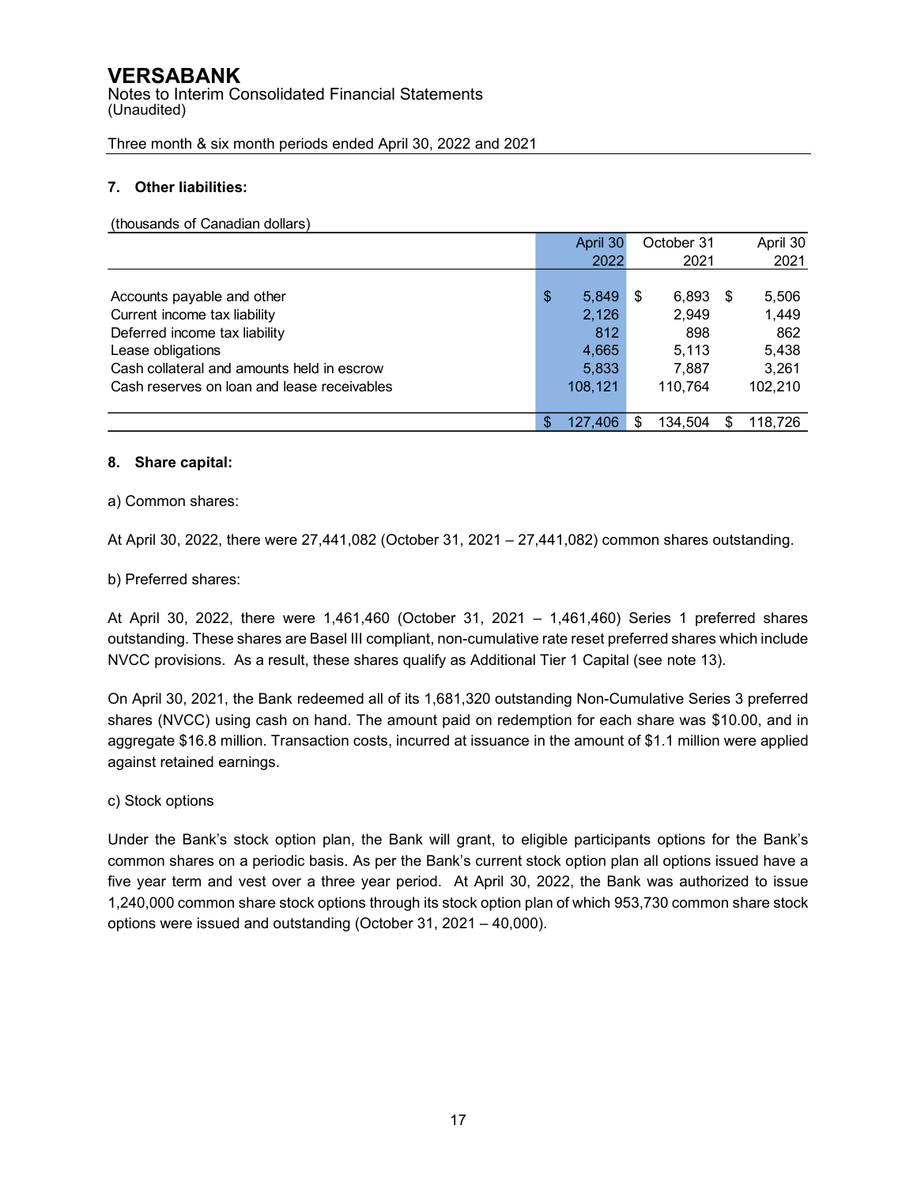# VERSABANK

Notes to Interim Consolidated Financial Statements
(Unaudited)

Three month & six month periods ended April 30, 2022 and 2021

### 7. Other liabilities:

(thousands of Canadian dollars)

| | April 30 2022 | October 31 2021 | April 30 2021 |
|---|---|---|---|
| Accounts payable and other | $ 5,849 | $ 6,893 | $ 5,506 |
| Current income tax liability | 2,126 | 2,949 | 1,449 |
| Deferred income tax liability | 812 | 898 | 862 |
| Lease obligations | 4,665 | 5,113 | 5,438 |
| Cash collateral and amounts held in escrow | 5,833 | 7,887 | 3,261 |
| Cash reserves on loan and lease receivables | 108,121 | 110,764 | 102,210 |
| | $ 127,406 | $ 134,504 | $ 118,726 |

### 8. Share capital:

a) Common shares:

At April 30, 2022, there were 27,441,082 (October 31, 2021 – 27,441,082) common shares outstanding.

b) Preferred shares:

At April 30, 2022, there were 1,461,460 (October 31, 2021 – 1,461,460) Series 1 preferred shares outstanding. These shares are Basel III compliant, non-cumulative rate reset preferred shares which include NVCC provisions. As a result, these shares qualify as Additional Tier 1 Capital (see note 13).

On April 30, 2021, the Bank redeemed all of its 1,681,320 outstanding Non-Cumulative Series 3 preferred shares (NVCC) using cash on hand. The amount paid on redemption for each share was $10.00, and in aggregate $16.8 million. Transaction costs, incurred at issuance in the amount of $1.1 million were applied against retained earnings.

c) Stock options

Under the Bank's stock option plan, the Bank will grant, to eligible participants options for the Bank's common shares on a periodic basis. As per the Bank's current stock option plan all options issued have a five year term and vest over a three year period. At April 30, 2022, the Bank was authorized to issue 1,240,000 common share stock options through its stock option plan of which 953,730 common share stock options were issued and outstanding (October 31, 2021 – 40,000).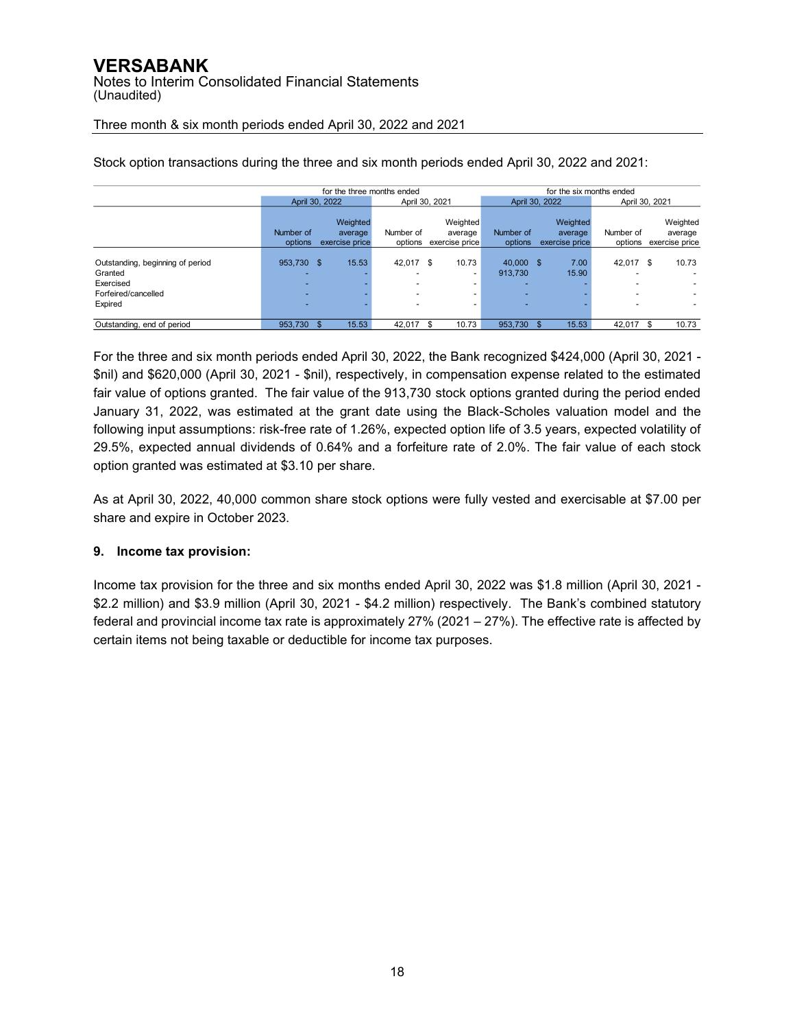Stock option transactions during the three and six month periods ended April 30, 2022 and 2021:

| | for the three months ended | | | | for the six months ended | | | |
|---|---|---|---|---|---|---|---|---|
| | April 30, 2022 | | April 30, 2021 | | April 30, 2022 | | April 30, 2021 | |
| | Number of options | Weighted average exercise price | Number of options | Weighted average exercise price | Number of options | Weighted average exercise price | Number of options | Weighted average exercise price |
| Outstanding, beginning of period | 953,730 | $ 15.53 | 42,017 | $ 10.73 | 40,000 | $ 7.00 | 42,017 | $ 10.73 |
| Granted | - | - | - | - | 913,730 | 15.90 | - | - |
| Exercised | - | - | - | - | - | - | - | - |
| Forfeired/cancelled | - | - | - | - | - | - | - | - |
| Expired | - | - | - | - | - | - | - | - |
| Outstanding, end of period | 953,730 | $ 15.53 | 42,017 | $ 10.73 | 953,730 | $ 15.53 | 42,017 | $ 10.73 |

For the three and six month periods ended April 30, 2022, the Bank recognized $424,000 (April 30, 2021 - $nil) and $620,000 (April 30, 2021 - $nil), respectively, in compensation expense related to the estimated fair value of options granted. The fair value of the 913,730 stock options granted during the period ended January 31, 2022, was estimated at the grant date using the Black-Scholes valuation model and the following input assumptions: risk-free rate of 1.26%, expected option life of 3.5 years, expected volatility of 29.5%, expected annual dividends of 0.64% and a forfeiture rate of 2.0%. The fair value of each stock option granted was estimated at $3.10 per share.

As at April 30, 2022, 40,000 common share stock options were fully vested and exercisable at $7.00 per share and expire in October 2023.

## 9. Income tax provision:

Income tax provision for the three and six months ended April 30, 2022 was $1.8 million (April 30, 2021 - $2.2 million) and $3.9 million (April 30, 2021 - $4.2 million) respectively. The Bank's combined statutory federal and provincial income tax rate is approximately 27% (2021 – 27%). The effective rate is affected by certain items not being taxable or deductible for income tax purposes.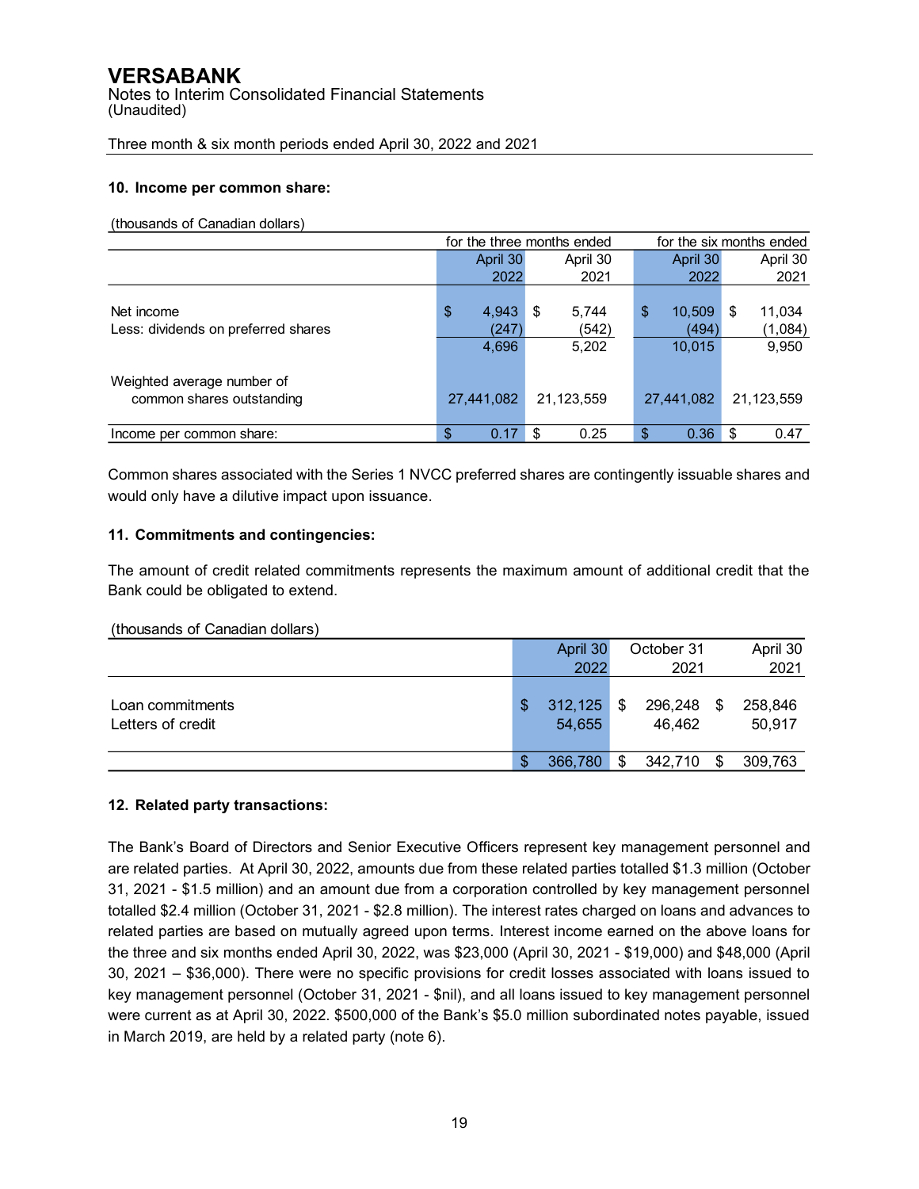# VERSABANK

Notes to Interim Consolidated Financial Statements
(Unaudited)

Three month & six month periods ended April 30, 2022 and 2021

## 10. Income per common share:

(thousands of Canadian dollars)

| | for the three months ended | | for the six months ended | |
|---|---|---|---|---|
| | April 30 2022 | April 30 2021 | April 30 2022 | April 30 2021 |
| Net income | $ 4,943 | $ 5,744 | $ 10,509 | $ 11,034 |
| Less: dividends on preferred shares | (247) | (542) | (494) | (1,084) |
| | 4,696 | 5,202 | 10,015 | 9,950 |
| Weighted average number of common shares outstanding | 27,441,082 | 21,123,559 | 27,441,082 | 21,123,559 |
| Income per common share: | $ 0.17 | $ 0.25 | $ 0.36 | $ 0.47 |

Common shares associated with the Series 1 NVCC preferred shares are contingently issuable shares and would only have a dilutive impact upon issuance.

## 11. Commitments and contingencies:

The amount of credit related commitments represents the maximum amount of additional credit that the Bank could be obligated to extend.

(thousands of Canadian dollars)

| | April 30 2022 | October 31 2021 | April 30 2021 |
|---|---|---|---|
| Loan commitments | $ 312,125 | $ 296,248 | $ 258,846 |
| Letters of credit | 54,655 | 46,462 | 50,917 |
| | $ 366,780 | $ 342,710 | $ 309,763 |

## 12. Related party transactions:

The Bank's Board of Directors and Senior Executive Officers represent key management personnel and are related parties. At April 30, 2022, amounts due from these related parties totalled $1.3 million (October 31, 2021 - $1.5 million) and an amount due from a corporation controlled by key management personnel totalled $2.4 million (October 31, 2021 - $2.8 million). The interest rates charged on loans and advances to related parties are based on mutually agreed upon terms. Interest income earned on the above loans for the three and six months ended April 30, 2022, was $23,000 (April 30, 2021 - $19,000) and $48,000 (April 30, 2021 – $36,000). There were no specific provisions for credit losses associated with loans issued to key management personnel (October 31, 2021 - $nil), and all loans issued to key management personnel were current as at April 30, 2022. $500,000 of the Bank's $5.0 million subordinated notes payable, issued in March 2019, are held by a related party (note 6).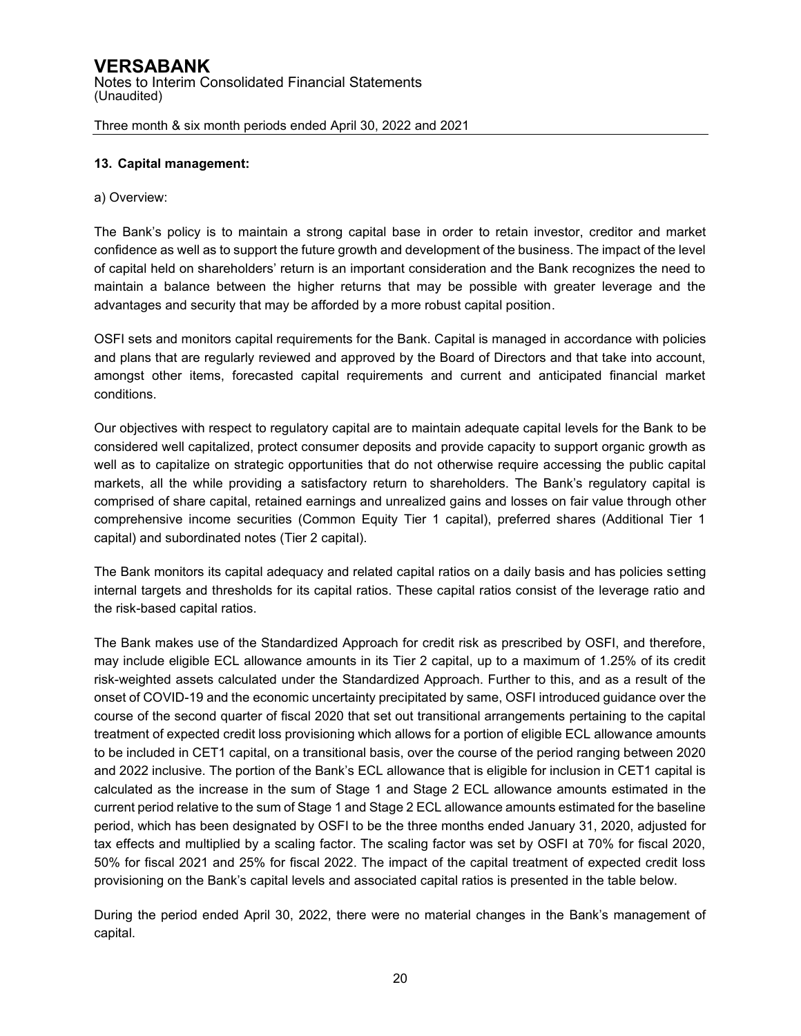## 13. Capital management:

a) Overview:

The Bank's policy is to maintain a strong capital base in order to retain investor, creditor and market confidence as well as to support the future growth and development of the business. The impact of the level of capital held on shareholders' return is an important consideration and the Bank recognizes the need to maintain a balance between the higher returns that may be possible with greater leverage and the advantages and security that may be afforded by a more robust capital position.

OSFI sets and monitors capital requirements for the Bank. Capital is managed in accordance with policies and plans that are regularly reviewed and approved by the Board of Directors and that take into account, amongst other items, forecasted capital requirements and current and anticipated financial market conditions.

Our objectives with respect to regulatory capital are to maintain adequate capital levels for the Bank to be considered well capitalized, protect consumer deposits and provide capacity to support organic growth as well as to capitalize on strategic opportunities that do not otherwise require accessing the public capital markets, all the while providing a satisfactory return to shareholders. The Bank's regulatory capital is comprised of share capital, retained earnings and unrealized gains and losses on fair value through other comprehensive income securities (Common Equity Tier 1 capital), preferred shares (Additional Tier 1 capital) and subordinated notes (Tier 2 capital).

The Bank monitors its capital adequacy and related capital ratios on a daily basis and has policies setting internal targets and thresholds for its capital ratios. These capital ratios consist of the leverage ratio and the risk-based capital ratios.

The Bank makes use of the Standardized Approach for credit risk as prescribed by OSFI, and therefore, may include eligible ECL allowance amounts in its Tier 2 capital, up to a maximum of 1.25% of its credit risk-weighted assets calculated under the Standardized Approach. Further to this, and as a result of the onset of COVID-19 and the economic uncertainty precipitated by same, OSFI introduced guidance over the course of the second quarter of fiscal 2020 that set out transitional arrangements pertaining to the capital treatment of expected credit loss provisioning which allows for a portion of eligible ECL allowance amounts to be included in CET1 capital, on a transitional basis, over the course of the period ranging between 2020 and 2022 inclusive. The portion of the Bank's ECL allowance that is eligible for inclusion in CET1 capital is calculated as the increase in the sum of Stage 1 and Stage 2 ECL allowance amounts estimated in the current period relative to the sum of Stage 1 and Stage 2 ECL allowance amounts estimated for the baseline period, which has been designated by OSFI to be the three months ended January 31, 2020, adjusted for tax effects and multiplied by a scaling factor. The scaling factor was set by OSFI at 70% for fiscal 2020, 50% for fiscal 2021 and 25% for fiscal 2022. The impact of the capital treatment of expected credit loss provisioning on the Bank's capital levels and associated capital ratios is presented in the table below.

During the period ended April 30, 2022, there were no material changes in the Bank's management of capital.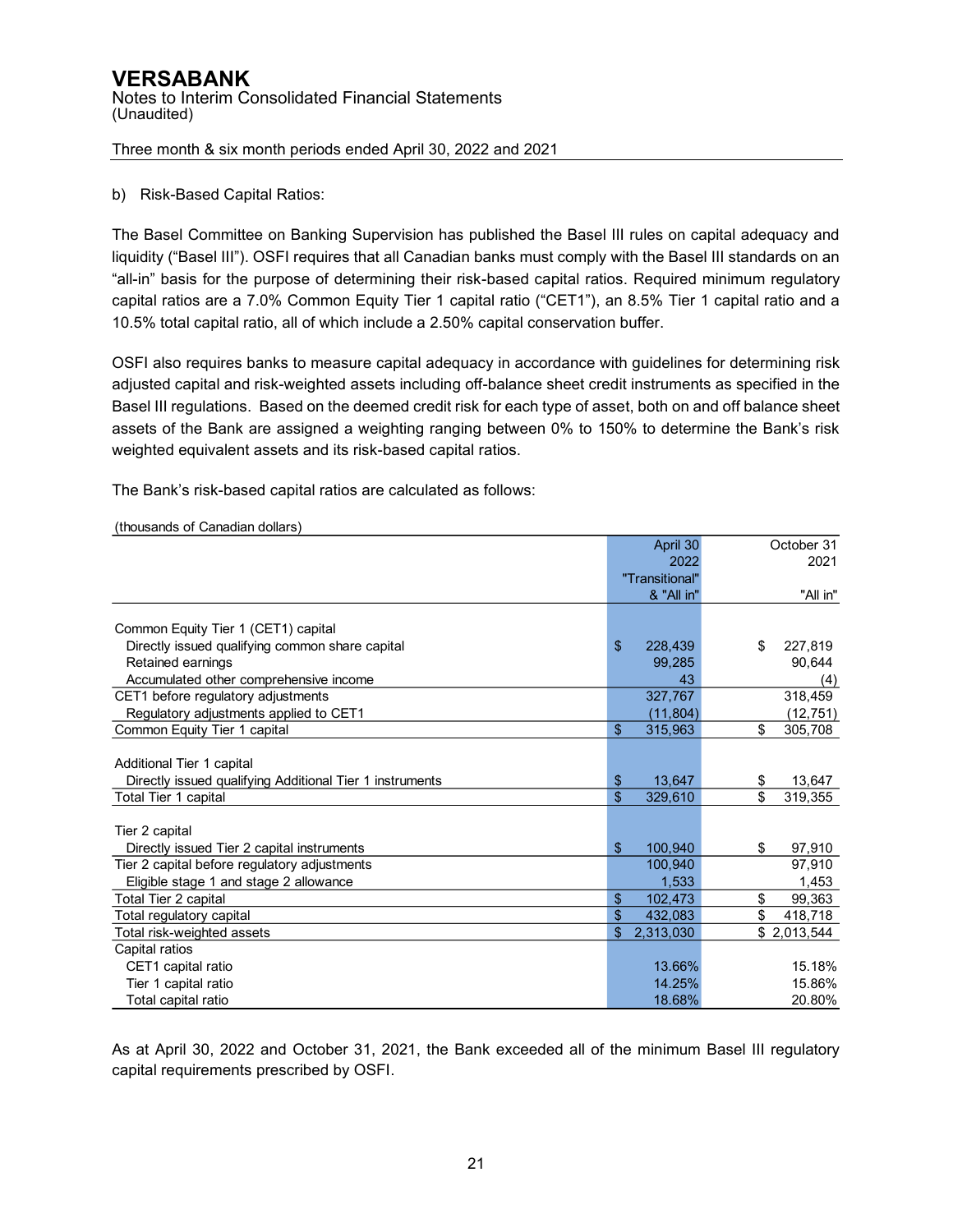b) Risk-Based Capital Ratios:

The Basel Committee on Banking Supervision has published the Basel III rules on capital adequacy and liquidity ("Basel III"). OSFI requires that all Canadian banks must comply with the Basel III standards on an "all-in" basis for the purpose of determining their risk-based capital ratios. Required minimum regulatory capital ratios are a 7.0% Common Equity Tier 1 capital ratio ("CET1"), an 8.5% Tier 1 capital ratio and a 10.5% total capital ratio, all of which include a 2.50% capital conservation buffer.

OSFI also requires banks to measure capital adequacy in accordance with guidelines for determining risk adjusted capital and risk-weighted assets including off-balance sheet credit instruments as specified in the Basel III regulations. Based on the deemed credit risk for each type of asset, both on and off balance sheet assets of the Bank are assigned a weighting ranging between 0% to 150% to determine the Bank's risk weighted equivalent assets and its risk-based capital ratios.

The Bank's risk-based capital ratios are calculated as follows:

(thousands of Canadian dollars)

| | April 30 2022 "Transitional" & "All in" | October 31 2021 "All in" |
|---|---|---|
| Common Equity Tier 1 (CET1) capital | | |
| Directly issued qualifying common share capital | $ 228,439 | $ 227,819 |
| Retained earnings | 99,285 | 90,644 |
| Accumulated other comprehensive income | 43 | (4) |
| CET1 before regulatory adjustments | 327,767 | 318,459 |
| Regulatory adjustments applied to CET1 | (11,804) | (12,751) |
| Common Equity Tier 1 capital | $ 315,963 | $ 305,708 |
| Additional Tier 1 capital | | |
| Directly issued qualifying Additional Tier 1 instruments | $ 13,647 | $ 13,647 |
| Total Tier 1 capital | $ 329,610 | $ 319,355 |
| Tier 2 capital | | |
| Directly issued Tier 2 capital instruments | $ 100,940 | $ 97,910 |
| Tier 2 capital before regulatory adjustments | 100,940 | 97,910 |
| Eligible stage 1 and stage 2 allowance | 1,533 | 1,453 |
| Total Tier 2 capital | $ 102,473 | $ 99,363 |
| Total regulatory capital | $ 432,083 | $ 418,718 |
| Total risk-weighted assets | $ 2,313,030 | $ 2,013,544 |
| Capital ratios | | |
| CET1 capital ratio | 13.66% | 15.18% |
| Tier 1 capital ratio | 14.25% | 15.86% |
| Total capital ratio | 18.68% | 20.80% |

As at April 30, 2022 and October 31, 2021, the Bank exceeded all of the minimum Basel III regulatory capital requirements prescribed by OSFI.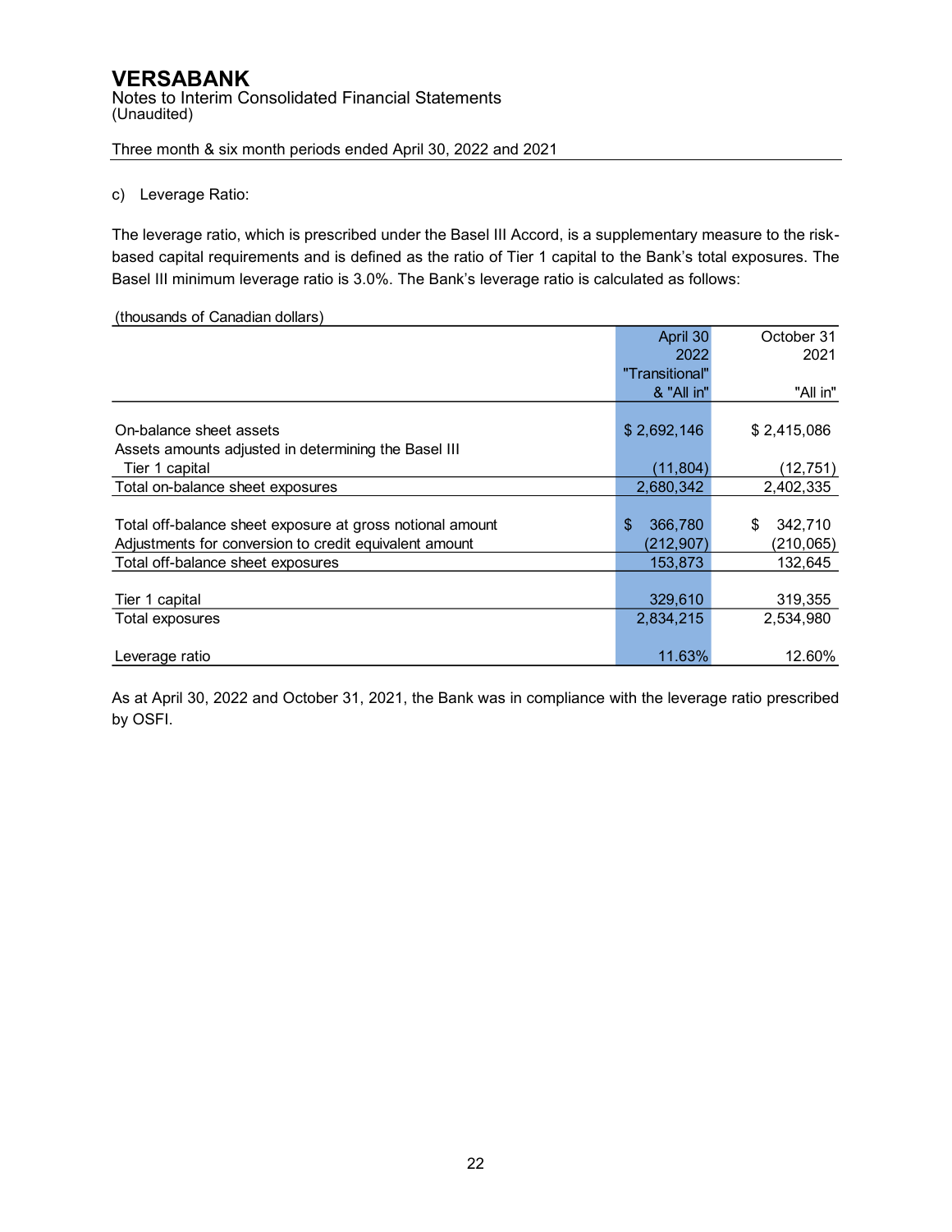**VERSABANK**
Notes to Interim Consolidated Financial Statements
(Unaudited)

Three month & six month periods ended April 30, 2022 and 2021

c) Leverage Ratio:

The leverage ratio, which is prescribed under the Basel III Accord, is a supplementary measure to the risk-based capital requirements and is defined as the ratio of Tier 1 capital to the Bank's total exposures. The Basel III minimum leverage ratio is 3.0%. The Bank's leverage ratio is calculated as follows:

(thousands of Canadian dollars)

| | April 30 2022 "Transitional" & "All in" | October 31 2021 "All in" |
|---|---|---|
| On-balance sheet assets | $ 2,692,146 | $ 2,415,086 |
| Assets amounts adjusted in determining the Basel III Tier 1 capital | (11,804) | (12,751) |
| Total on-balance sheet exposures | 2,680,342 | 2,402,335 |
| Total off-balance sheet exposure at gross notional amount | $ 366,780 | $ 342,710 |
| Adjustments for conversion to credit equivalent amount | (212,907) | (210,065) |
| Total off-balance sheet exposures | 153,873 | 132,645 |
| Tier 1 capital | 329,610 | 319,355 |
| Total exposures | 2,834,215 | 2,534,980 |
| Leverage ratio | 11.63% | 12.60% |

As at April 30, 2022 and October 31, 2021, the Bank was in compliance with the leverage ratio prescribed by OSFI.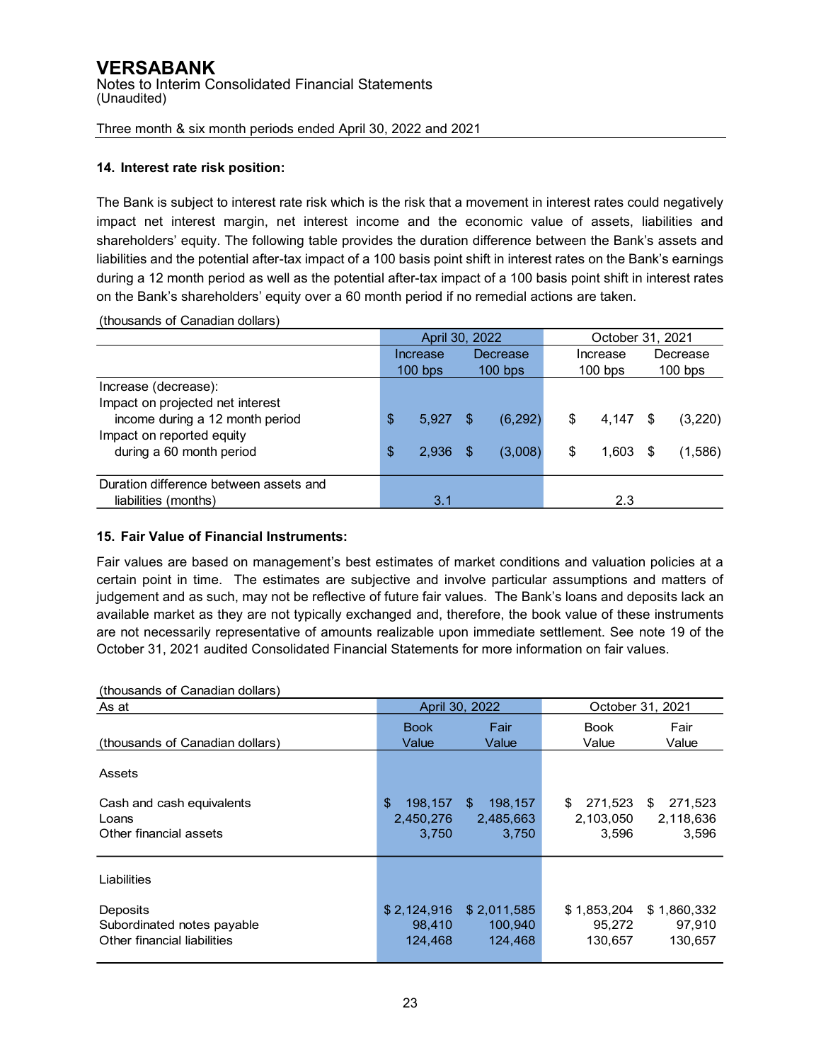# VERSABANK

Notes to Interim Consolidated Financial Statements
(Unaudited)

Three month & six month periods ended April 30, 2022 and 2021

## 14. Interest rate risk position:

The Bank is subject to interest rate risk which is the risk that a movement in interest rates could negatively impact net interest margin, net interest income and the economic value of assets, liabilities and shareholders' equity. The following table provides the duration difference between the Bank's assets and liabilities and the potential after-tax impact of a 100 basis point shift in interest rates on the Bank's earnings during a 12 month period as well as the potential after-tax impact of a 100 basis point shift in interest rates on the Bank's shareholders' equity over a 60 month period if no remedial actions are taken.

(thousands of Canadian dollars)

| | April 30, 2022 | | October 31, 2021 | |
|---|---|---|---|---|
| | Increase 100 bps | Decrease 100 bps | Increase 100 bps | Decrease 100 bps |
| Increase (decrease): | | | | |
| Impact on projected net interest income during a 12 month period | $ 5,927 | $ (6,292) | $ 4,147 | $ (3,220) |
| Impact on reported equity during a 60 month period | $ 2,936 | $ (3,008) | $ 1,603 | $ (1,586) |
| Duration difference between assets and liabilities (months) | 3.1 | | 2.3 | |

## 15. Fair Value of Financial Instruments:

Fair values are based on management's best estimates of market conditions and valuation policies at a certain point in time. The estimates are subjective and involve particular assumptions and matters of judgement and as such, may not be reflective of future fair values. The Bank's loans and deposits lack an available market as they are not typically exchanged and, therefore, the book value of these instruments are not necessarily representative of amounts realizable upon immediate settlement. See note 19 of the October 31, 2021 audited Consolidated Financial Statements for more information on fair values.

(thousands of Canadian dollars)

| As at | April 30, 2022 | | October 31, 2021 | |
|---|---|---|---|---|
| (thousands of Canadian dollars) | Book Value | Fair Value | Book Value | Fair Value |
| Assets | | | | |
| Cash and cash equivalents | $ 198,157 | $ 198,157 | $ 271,523 | $ 271,523 |
| Loans | 2,450,276 | 2,485,663 | 2,103,050 | 2,118,636 |
| Other financial assets | 3,750 | 3,750 | 3,596 | 3,596 |
| Liabilities | | | | |
| Deposits | $ 2,124,916 | $ 2,011,585 | $ 1,853,204 | $ 1,860,332 |
| Subordinated notes payable | 98,410 | 100,940 | 95,272 | 97,910 |
| Other financial liabilities | 124,468 | 124,468 | 130,657 | 130,657 |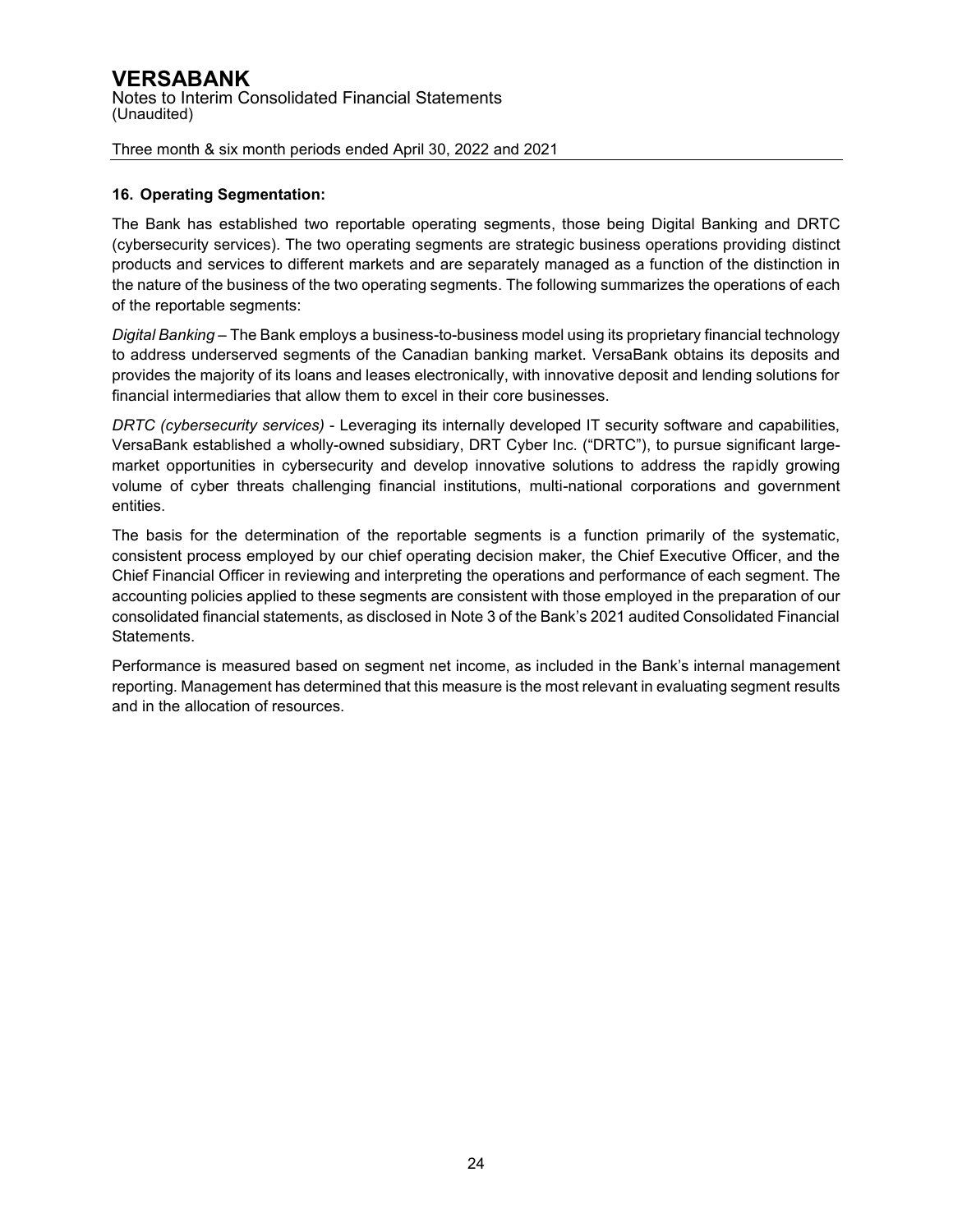## 16. Operating Segmentation:

The Bank has established two reportable operating segments, those being Digital Banking and DRTC (cybersecurity services). The two operating segments are strategic business operations providing distinct products and services to different markets and are separately managed as a function of the distinction in the nature of the business of the two operating segments. The following summarizes the operations of each of the reportable segments:

*Digital Banking* – The Bank employs a business-to-business model using its proprietary financial technology to address underserved segments of the Canadian banking market. VersaBank obtains its deposits and provides the majority of its loans and leases electronically, with innovative deposit and lending solutions for financial intermediaries that allow them to excel in their core businesses.

*DRTC (cybersecurity services)* - Leveraging its internally developed IT security software and capabilities, VersaBank established a wholly-owned subsidiary, DRT Cyber Inc. ("DRTC"), to pursue significant large-market opportunities in cybersecurity and develop innovative solutions to address the rapidly growing volume of cyber threats challenging financial institutions, multi-national corporations and government entities.

The basis for the determination of the reportable segments is a function primarily of the systematic, consistent process employed by our chief operating decision maker, the Chief Executive Officer, and the Chief Financial Officer in reviewing and interpreting the operations and performance of each segment. The accounting policies applied to these segments are consistent with those employed in the preparation of our consolidated financial statements, as disclosed in Note 3 of the Bank's 2021 audited Consolidated Financial Statements.

Performance is measured based on segment net income, as included in the Bank's internal management reporting. Management has determined that this measure is the most relevant in evaluating segment results and in the allocation of resources.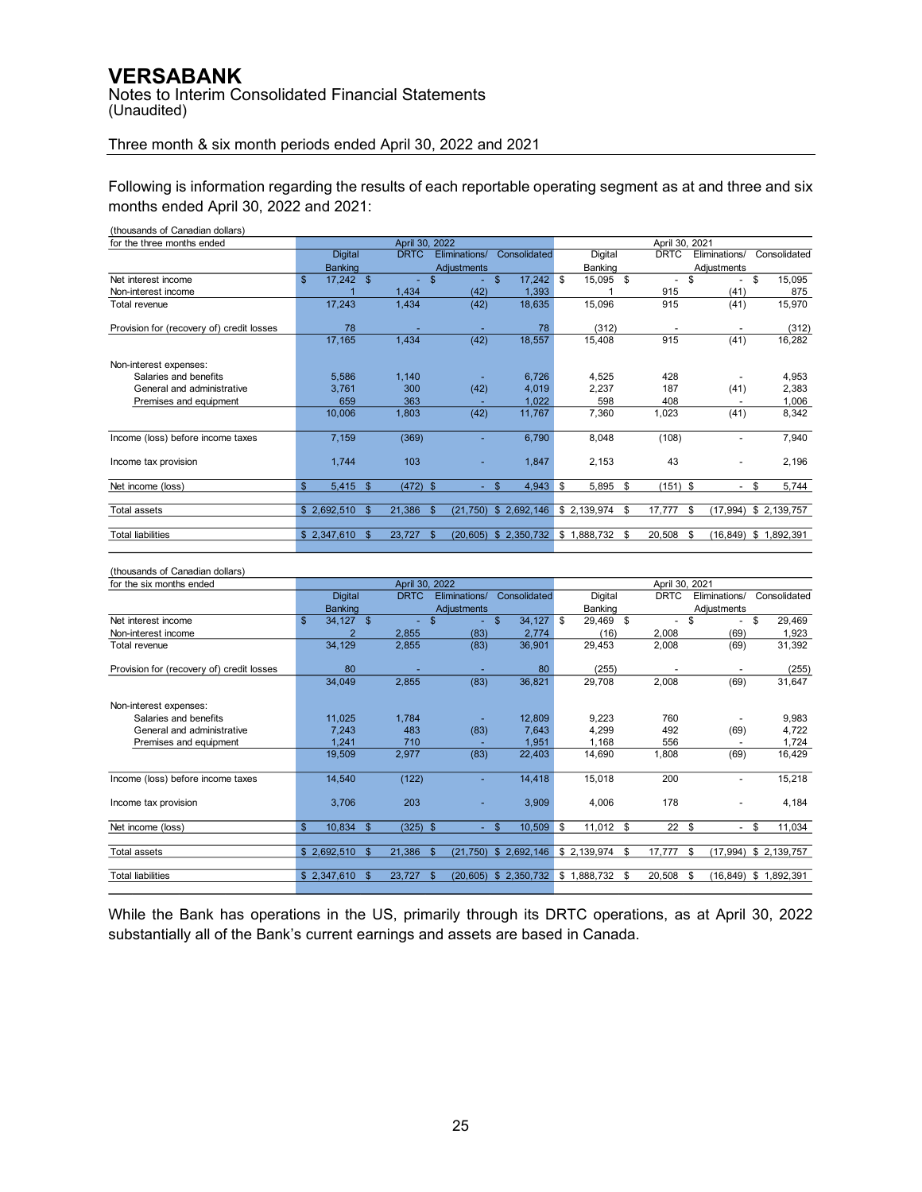# VERSABANK

Notes to Interim Consolidated Financial Statements
(Unaudited)

Three month & six month periods ended April 30, 2022 and 2021

Following is information regarding the results of each reportable operating segment as at and three and six months ended April 30, 2022 and 2021:

(thousands of Canadian dollars)

| for the three months ended | April 30, 2022 | | | | April 30, 2021 | | | |
|---|---|---|---|---|---|---|---|---|
| | Digital Banking | DRTC | Eliminations/ Adjustments | Consolidated | Digital Banking | DRTC | Eliminations/ Adjustments | Consolidated |
| Net interest income | $ 17,242 | $ - | $ - | $ 17,242 | $ 15,095 | $ - | $ - | $ 15,095 |
| Non-interest income | 1 | 1,434 | (42) | 1,393 | 1 | 915 | (41) | 875 |
| Total revenue | 17,243 | 1,434 | (42) | 18,635 | 15,096 | 915 | (41) | 15,970 |
| Provision for (recovery of) credit losses | 78 | - | - | 78 | (312) | - | - | (312) |
| | 17,165 | 1,434 | (42) | 18,557 | 15,408 | 915 | (41) | 16,282 |
| Non-interest expenses: | | | | | | | | |
| Salaries and benefits | 5,586 | 1,140 | - | 6,726 | 4,525 | 428 | - | 4,953 |
| General and administrative | 3,761 | 300 | (42) | 4,019 | 2,237 | 187 | (41) | 2,383 |
| Premises and equipment | 659 | 363 | - | 1,022 | 598 | 408 | - | 1,006 |
| | 10,006 | 1,803 | (42) | 11,767 | 7,360 | 1,023 | (41) | 8,342 |
| Income (loss) before income taxes | 7,159 | (369) | - | 6,790 | 8,048 | (108) | - | 7,940 |
| Income tax provision | 1,744 | 103 | - | 1,847 | 2,153 | 43 | - | 2,196 |
| Net income (loss) | $ 5,415 | $ (472) | $ - | $ 4,943 | $ 5,895 | $ (151) | $ - | $ 5,744 |
| Total assets | $ 2,692,510 | $ 21,386 | $ (21,750) | $ 2,692,146 | $ 2,139,974 | $ 17,777 | $ (17,994) | $ 2,139,757 |
| Total liabilities | $ 2,347,610 | $ 23,727 | $ (20,605) | $ 2,350,732 | $ 1,888,732 | $ 20,508 | $ (16,849) | $ 1,892,391 |

(thousands of Canadian dollars)

| for the six months ended | April 30, 2022 | | | | April 30, 2021 | | | |
|---|---|---|---|---|---|---|---|---|
| | Digital Banking | DRTC | Eliminations/ Adjustments | Consolidated | Digital Banking | DRTC | Eliminations/ Adjustments | Consolidated |
| Net interest income | $ 34,127 | $ - | $ - | $ 34,127 | $ 29,469 | $ - | $ - | $ 29,469 |
| Non-interest income | 2 | 2,855 | (83) | 2,774 | (16) | 2,008 | (69) | 1,923 |
| Total revenue | 34,129 | 2,855 | (83) | 36,901 | 29,453 | 2,008 | (69) | 31,392 |
| Provision for (recovery of) credit losses | 80 | - | - | 80 | (255) | - | - | (255) |
| | 34,049 | 2,855 | (83) | 36,821 | 29,708 | 2,008 | (69) | 31,647 |
| Non-interest expenses: | | | | | | | | |
| Salaries and benefits | 11,025 | 1,784 | - | 12,809 | 9,223 | 760 | - | 9,983 |
| General and administrative | 7,243 | 483 | (83) | 7,643 | 4,299 | 492 | (69) | 4,722 |
| Premises and equipment | 1,241 | 710 | - | 1,951 | 1,168 | 556 | - | 1,724 |
| | 19,509 | 2,977 | (83) | 22,403 | 14,690 | 1,808 | (69) | 16,429 |
| Income (loss) before income taxes | 14,540 | (122) | - | 14,418 | 15,018 | 200 | - | 15,218 |
| Income tax provision | 3,706 | 203 | - | 3,909 | 4,006 | 178 | - | 4,184 |
| Net income (loss) | $ 10,834 | $ (325) | $ - | $ 10,509 | $ 11,012 | $ 22 | $ - | $ 11,034 |
| Total assets | $ 2,692,510 | $ 21,386 | $ (21,750) | $ 2,692,146 | $ 2,139,974 | $ 17,777 | $ (17,994) | $ 2,139,757 |
| Total liabilities | $ 2,347,610 | $ 23,727 | $ (20,605) | $ 2,350,732 | $ 1,888,732 | $ 20,508 | $ (16,849) | $ 1,892,391 |

While the Bank has operations in the US, primarily through its DRTC operations, as at April 30, 2022 substantially all of the Bank's current earnings and assets are based in Canada.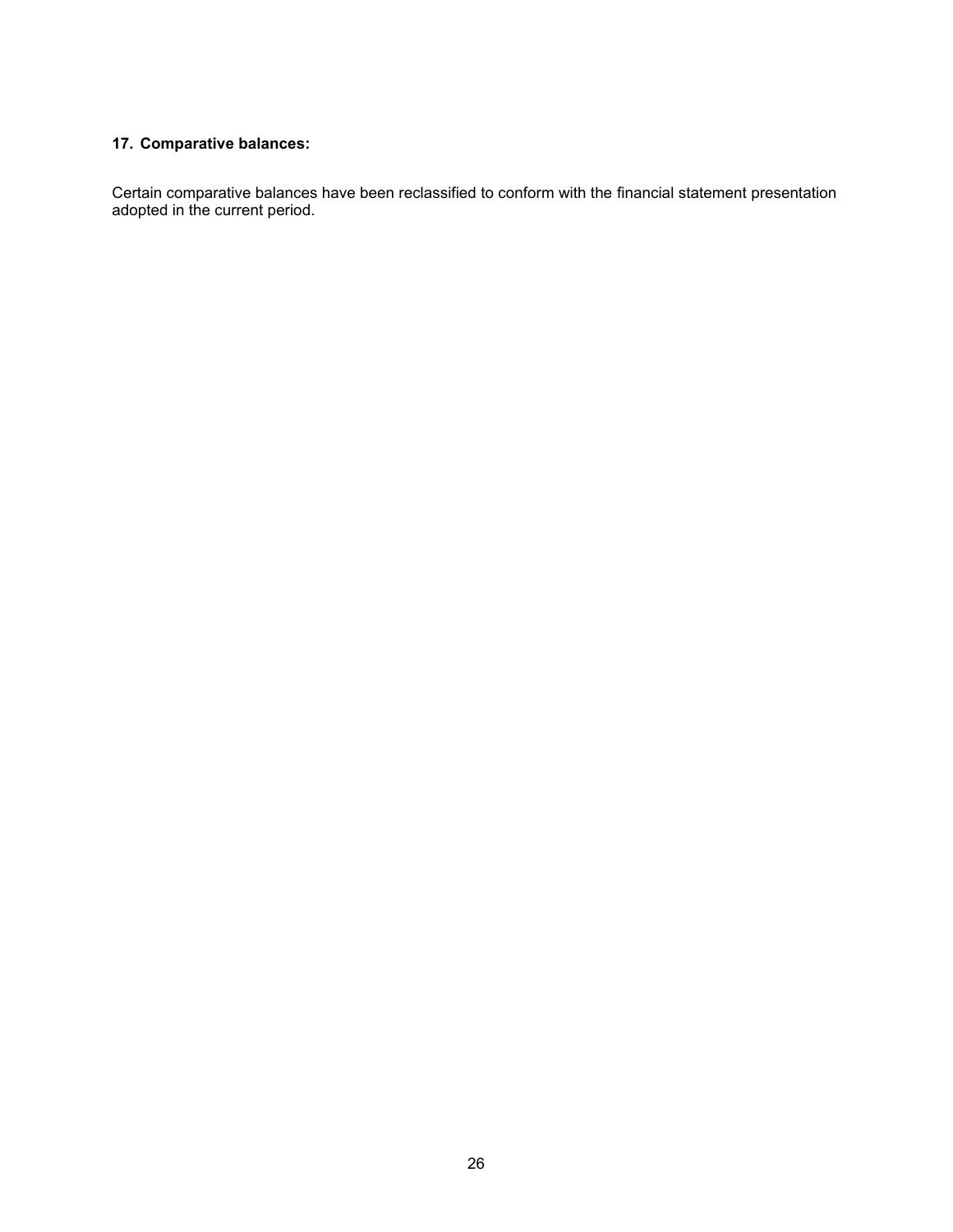**17. Comparative balances:**

Certain comparative balances have been reclassified to conform with the financial statement presentation adopted in the current period.